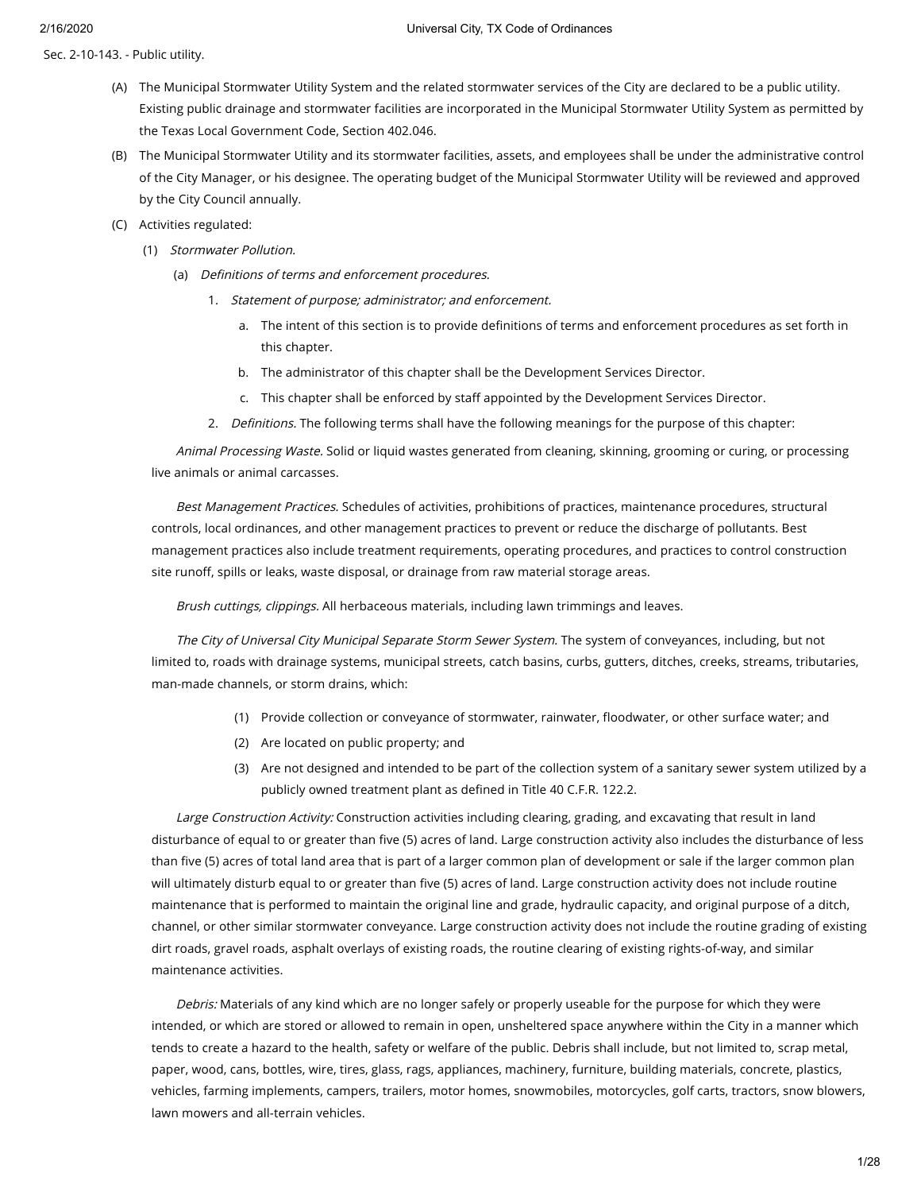Sec. 2-10-143. - Public utility.

(A) The Municipal Stormwater Utility System and the related stormwater services of the City are declared to be a public utility. Existing public drainage and stormwater facilities are incorporated in the Municipal Stormwater Utility System as permitted by the Texas Local Government Code, Section 402.046.

(B) The Municipal Stormwater Utility and its stormwater facilities, assets, and employees shall be under the administrative control of the City Manager, or his designee. The operating budget of the Municipal Stormwater Utility will be reviewed and approved by the City Council annually.

(C) Activities regulated:

(1) *Stormwater Pollution.*

(a) *Definitions of terms and enforcement procedures.*

1. *Statement of purpose; administrator; and enforcement.*

a. The intent of this section is to provide definitions of terms and enforcement procedures as set forth in this chapter.

b. The administrator of this chapter shall be the Development Services Director.

c. This chapter shall be enforced by staff appointed by the Development Services Director.

2. *Definitions.* The following terms shall have the following meanings for the purpose of this chapter:

*Animal Processing Waste.* Solid or liquid wastes generated from cleaning, skinning, grooming or curing, or processing live animals or animal carcasses.

*Best Management Practices.* Schedules of activities, prohibitions of practices, maintenance procedures, structural controls, local ordinances, and other management practices to prevent or reduce the discharge of pollutants. Best management practices also include treatment requirements, operating procedures, and practices to control construction site runoff, spills or leaks, waste disposal, or drainage from raw material storage areas.

*Brush cuttings, clippings.* All herbaceous materials, including lawn trimmings and leaves.

*The City of Universal City Municipal Separate Storm Sewer System.* The system of conveyances, including, but not limited to, roads with drainage systems, municipal streets, catch basins, curbs, gutters, ditches, creeks, streams, tributaries, man-made channels, or storm drains, which:

(1) Provide collection or conveyance of stormwater, rainwater, floodwater, or other surface water; and

(2) Are located on public property; and

(3) Are not designed and intended to be part of the collection system of a sanitary sewer system utilized by a publicly owned treatment plant as defined in Title 40 C.F.R. 122.2.

*Large Construction Activity:* Construction activities including clearing, grading, and excavating that result in land disturbance of equal to or greater than five (5) acres of land. Large construction activity also includes the disturbance of less than five (5) acres of total land area that is part of a larger common plan of development or sale if the larger common plan will ultimately disturb equal to or greater than five (5) acres of land. Large construction activity does not include routine maintenance that is performed to maintain the original line and grade, hydraulic capacity, and original purpose of a ditch, channel, or other similar stormwater conveyance. Large construction activity does not include the routine grading of existing dirt roads, gravel roads, asphalt overlays of existing roads, the routine clearing of existing rights-of-way, and similar maintenance activities.

*Debris:* Materials of any kind which are no longer safely or properly useable for the purpose for which they were intended, or which are stored or allowed to remain in open, unsheltered space anywhere within the City in a manner which tends to create a hazard to the health, safety or welfare of the public. Debris shall include, but not limited to, scrap metal, paper, wood, cans, bottles, wire, tires, glass, rags, appliances, machinery, furniture, building materials, concrete, plastics, vehicles, farming implements, campers, trailers, motor homes, snowmobiles, motorcycles, golf carts, tractors, snow blowers, lawn mowers and all-terrain vehicles.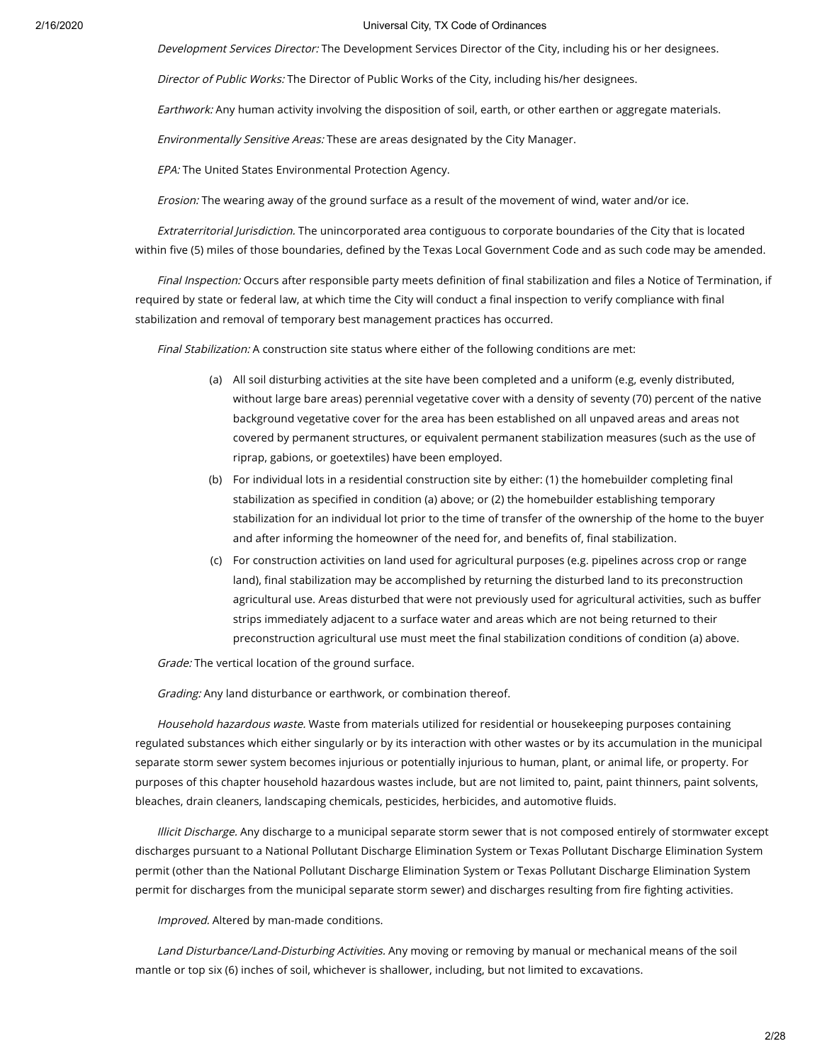*Development Services Director:* The Development Services Director of the City, including his or her designees.

*Director of Public Works:* The Director of Public Works of the City, including his/her designees.

*Earthwork:* Any human activity involving the disposition of soil, earth, or other earthen or aggregate materials.

*Environmentally Sensitive Areas:* These are areas designated by the City Manager.

*EPA:* The United States Environmental Protection Agency.

*Erosion:* The wearing away of the ground surface as a result of the movement of wind, water and/or ice.

*Extraterritorial Jurisdiction.* The unincorporated area contiguous to corporate boundaries of the City that is located within five (5) miles of those boundaries, defined by the Texas Local Government Code and as such code may be amended.

*Final Inspection:* Occurs after responsible party meets definition of final stabilization and files a Notice of Termination, if required by state or federal law, at which time the City will conduct a final inspection to verify compliance with final stabilization and removal of temporary best management practices has occurred.

*Final Stabilization:* A construction site status where either of the following conditions are met:

(a) All soil disturbing activities at the site have been completed and a uniform (e.g, evenly distributed, without large bare areas) perennial vegetative cover with a density of seventy (70) percent of the native background vegetative cover for the area has been established on all unpaved areas and areas not covered by permanent structures, or equivalent permanent stabilization measures (such as the use of riprap, gabions, or goetextiles) have been employed.

(b) For individual lots in a residential construction site by either: (1) the homebuilder completing final stabilization as specified in condition (a) above; or (2) the homebuilder establishing temporary stabilization for an individual lot prior to the time of transfer of the ownership of the home to the buyer and after informing the homeowner of the need for, and benefits of, final stabilization.

(c) For construction activities on land used for agricultural purposes (e.g. pipelines across crop or range land), final stabilization may be accomplished by returning the disturbed land to its preconstruction agricultural use. Areas disturbed that were not previously used for agricultural activities, such as buffer strips immediately adjacent to a surface water and areas which are not being returned to their preconstruction agricultural use must meet the final stabilization conditions of condition (a) above.

*Grade:* The vertical location of the ground surface.

*Grading:* Any land disturbance or earthwork, or combination thereof.

*Household hazardous waste.* Waste from materials utilized for residential or housekeeping purposes containing regulated substances which either singularly or by its interaction with other wastes or by its accumulation in the municipal separate storm sewer system becomes injurious or potentially injurious to human, plant, or animal life, or property. For purposes of this chapter household hazardous wastes include, but are not limited to, paint, paint thinners, paint solvents, bleaches, drain cleaners, landscaping chemicals, pesticides, herbicides, and automotive fluids.

*Illicit Discharge.* Any discharge to a municipal separate storm sewer that is not composed entirely of stormwater except discharges pursuant to a National Pollutant Discharge Elimination System or Texas Pollutant Discharge Elimination System permit (other than the National Pollutant Discharge Elimination System or Texas Pollutant Discharge Elimination System permit for discharges from the municipal separate storm sewer) and discharges resulting from fire fighting activities.

*Improved.* Altered by man-made conditions.

*Land Disturbance/Land-Disturbing Activities.* Any moving or removing by manual or mechanical means of the soil mantle or top six (6) inches of soil, whichever is shallower, including, but not limited to excavations.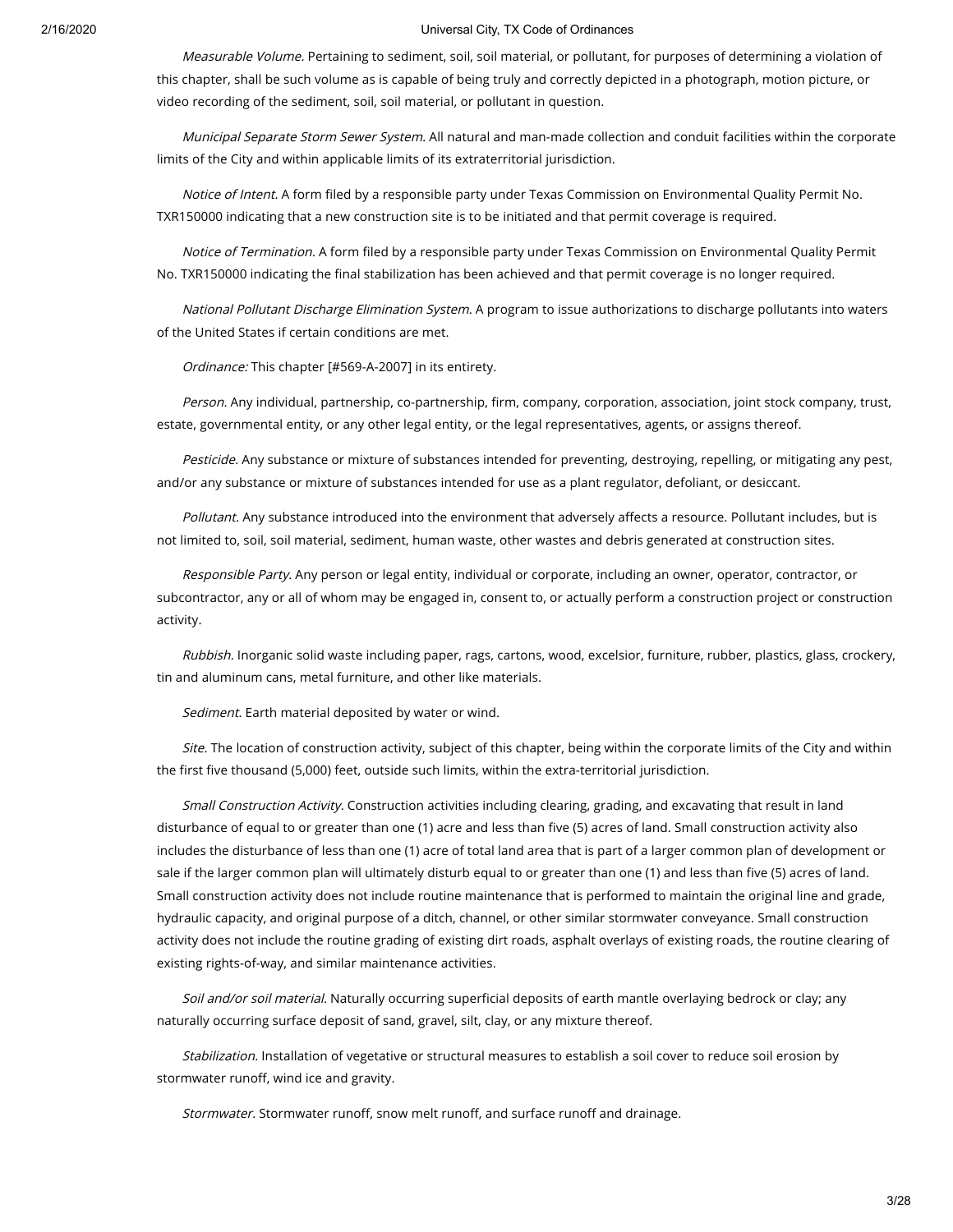*Measurable Volume.* Pertaining to sediment, soil, soil material, or pollutant, for purposes of determining a violation of this chapter, shall be such volume as is capable of being truly and correctly depicted in a photograph, motion picture, or video recording of the sediment, soil, soil material, or pollutant in question.

*Municipal Separate Storm Sewer System.* All natural and man-made collection and conduit facilities within the corporate limits of the City and within applicable limits of its extraterritorial jurisdiction.

*Notice of Intent.* A form filed by a responsible party under Texas Commission on Environmental Quality Permit No. TXR150000 indicating that a new construction site is to be initiated and that permit coverage is required.

*Notice of Termination.* A form filed by a responsible party under Texas Commission on Environmental Quality Permit No. TXR150000 indicating the final stabilization has been achieved and that permit coverage is no longer required.

*National Pollutant Discharge Elimination System.* A program to issue authorizations to discharge pollutants into waters of the United States if certain conditions are met.

*Ordinance:* This chapter [#569-A-2007] in its entirety.

*Person.* Any individual, partnership, co-partnership, firm, company, corporation, association, joint stock company, trust, estate, governmental entity, or any other legal entity, or the legal representatives, agents, or assigns thereof.

*Pesticide.* Any substance or mixture of substances intended for preventing, destroying, repelling, or mitigating any pest, and/or any substance or mixture of substances intended for use as a plant regulator, defoliant, or desiccant.

*Pollutant.* Any substance introduced into the environment that adversely affects a resource. Pollutant includes, but is not limited to, soil, soil material, sediment, human waste, other wastes and debris generated at construction sites.

*Responsible Party.* Any person or legal entity, individual or corporate, including an owner, operator, contractor, or subcontractor, any or all of whom may be engaged in, consent to, or actually perform a construction project or construction activity.

*Rubbish.* Inorganic solid waste including paper, rags, cartons, wood, excelsior, furniture, rubber, plastics, glass, crockery, tin and aluminum cans, metal furniture, and other like materials.

*Sediment.* Earth material deposited by water or wind.

*Site.* The location of construction activity, subject of this chapter, being within the corporate limits of the City and within the first five thousand (5,000) feet, outside such limits, within the extra-territorial jurisdiction.

*Small Construction Activity.* Construction activities including clearing, grading, and excavating that result in land disturbance of equal to or greater than one (1) acre and less than five (5) acres of land. Small construction activity also includes the disturbance of less than one (1) acre of total land area that is part of a larger common plan of development or sale if the larger common plan will ultimately disturb equal to or greater than one (1) and less than five (5) acres of land. Small construction activity does not include routine maintenance that is performed to maintain the original line and grade, hydraulic capacity, and original purpose of a ditch, channel, or other similar stormwater conveyance. Small construction activity does not include the routine grading of existing dirt roads, asphalt overlays of existing roads, the routine clearing of existing rights-of-way, and similar maintenance activities.

*Soil and/or soil material.* Naturally occurring superficial deposits of earth mantle overlaying bedrock or clay; any naturally occurring surface deposit of sand, gravel, silt, clay, or any mixture thereof.

*Stabilization.* Installation of vegetative or structural measures to establish a soil cover to reduce soil erosion by stormwater runoff, wind ice and gravity.

*Stormwater.* Stormwater runoff, snow melt runoff, and surface runoff and drainage.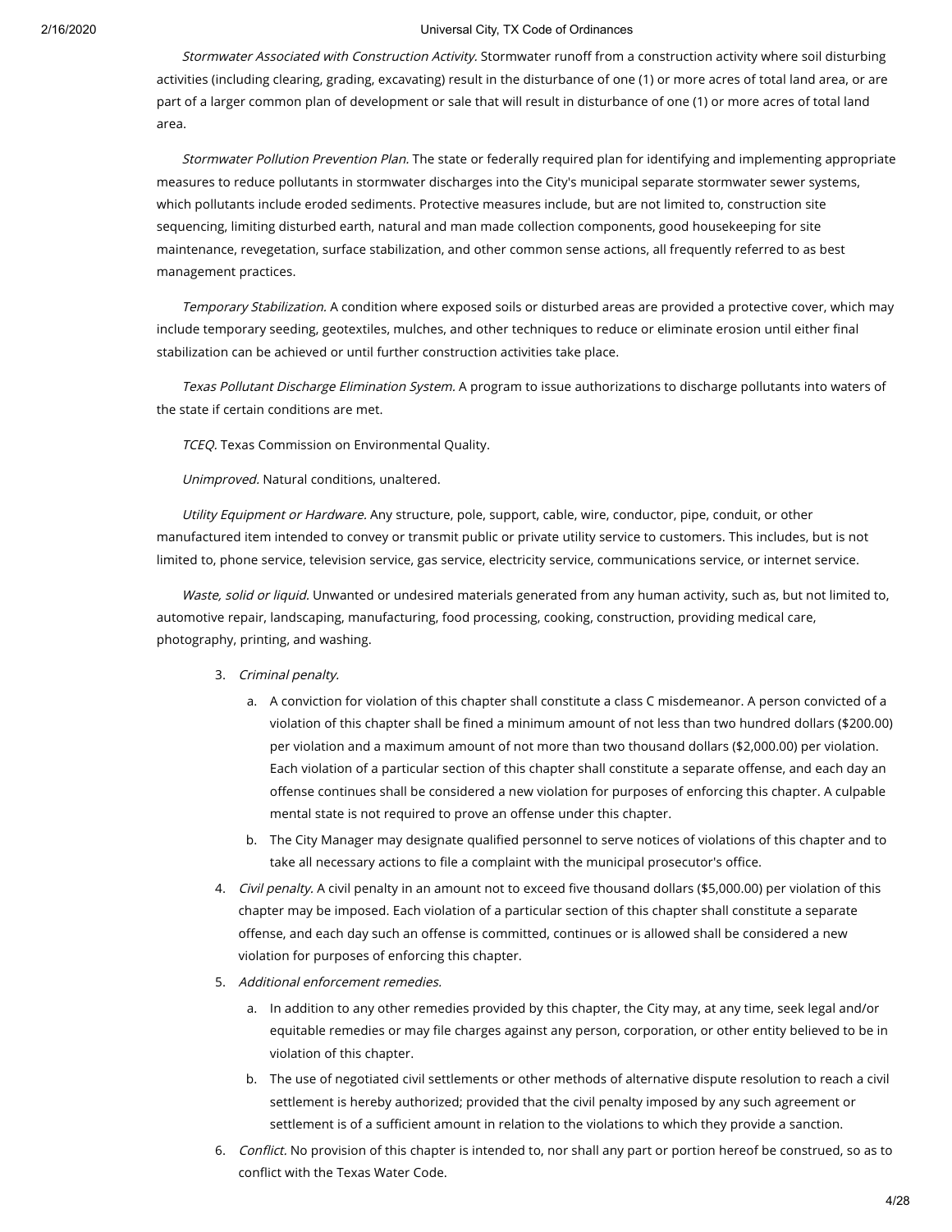*Stormwater Associated with Construction Activity.* Stormwater runoff from a construction activity where soil disturbing activities (including clearing, grading, excavating) result in the disturbance of one (1) or more acres of total land area, or are part of a larger common plan of development or sale that will result in disturbance of one (1) or more acres of total land area.

*Stormwater Pollution Prevention Plan.* The state or federally required plan for identifying and implementing appropriate measures to reduce pollutants in stormwater discharges into the City's municipal separate stormwater sewer systems, which pollutants include eroded sediments. Protective measures include, but are not limited to, construction site sequencing, limiting disturbed earth, natural and man made collection components, good housekeeping for site maintenance, revegetation, surface stabilization, and other common sense actions, all frequently referred to as best management practices.

*Temporary Stabilization.* A condition where exposed soils or disturbed areas are provided a protective cover, which may include temporary seeding, geotextiles, mulches, and other techniques to reduce or eliminate erosion until either final stabilization can be achieved or until further construction activities take place.

*Texas Pollutant Discharge Elimination System.* A program to issue authorizations to discharge pollutants into waters of the state if certain conditions are met.

*TCEQ.* Texas Commission on Environmental Quality.

*Unimproved.* Natural conditions, unaltered.

*Utility Equipment or Hardware.* Any structure, pole, support, cable, wire, conductor, pipe, conduit, or other manufactured item intended to convey or transmit public or private utility service to customers. This includes, but is not limited to, phone service, television service, gas service, electricity service, communications service, or internet service.

*Waste, solid or liquid.* Unwanted or undesired materials generated from any human activity, such as, but not limited to, automotive repair, landscaping, manufacturing, food processing, cooking, construction, providing medical care, photography, printing, and washing.

3. *Criminal penalty.*
   a. A conviction for violation of this chapter shall constitute a class C misdemeanor. A person convicted of a violation of this chapter shall be fined a minimum amount of not less than two hundred dollars ($200.00) per violation and a maximum amount of not more than two thousand dollars ($2,000.00) per violation. Each violation of a particular section of this chapter shall constitute a separate offense, and each day an offense continues shall be considered a new violation for purposes of enforcing this chapter. A culpable mental state is not required to prove an offense under this chapter.
   b. The City Manager may designate qualified personnel to serve notices of violations of this chapter and to take all necessary actions to file a complaint with the municipal prosecutor's office.
4. *Civil penalty.* A civil penalty in an amount not to exceed five thousand dollars ($5,000.00) per violation of this chapter may be imposed. Each violation of a particular section of this chapter shall constitute a separate offense, and each day such an offense is committed, continues or is allowed shall be considered a new violation for purposes of enforcing this chapter.
5. *Additional enforcement remedies.*
   a. In addition to any other remedies provided by this chapter, the City may, at any time, seek legal and/or equitable remedies or may file charges against any person, corporation, or other entity believed to be in violation of this chapter.
   b. The use of negotiated civil settlements or other methods of alternative dispute resolution to reach a civil settlement is hereby authorized; provided that the civil penalty imposed by any such agreement or settlement is of a sufficient amount in relation to the violations to which they provide a sanction.
6. *Conflict.* No provision of this chapter is intended to, nor shall any part or portion hereof be construed, so as to conflict with the Texas Water Code.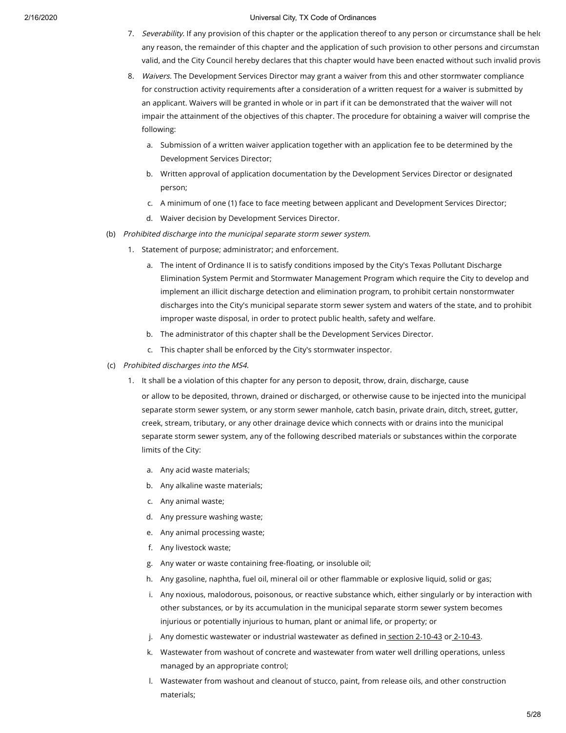7. *Severability.* If any provision of this chapter or the application thereof to any person or circumstance shall be held any reason, the remainder of this chapter and the application of such provision to other persons and circumstan valid, and the City Council hereby declares that this chapter would have been enacted without such invalid provis

8. *Waivers.* The Development Services Director may grant a waiver from this and other stormwater compliance for construction activity requirements after a consideration of a written request for a waiver is submitted by an applicant. Waivers will be granted in whole or in part if it can be demonstrated that the waiver will not impair the attainment of the objectives of this chapter. The procedure for obtaining a waiver will comprise the following:

   a. Submission of a written waiver application together with an application fee to be determined by the Development Services Director;

   b. Written approval of application documentation by the Development Services Director or designated person;

   c. A minimum of one (1) face to face meeting between applicant and Development Services Director;

   d. Waiver decision by Development Services Director.

(b) *Prohibited discharge into the municipal separate storm sewer system.*

1. Statement of purpose; administrator; and enforcement.

   a. The intent of Ordinance II is to satisfy conditions imposed by the City's Texas Pollutant Discharge Elimination System Permit and Stormwater Management Program which require the City to develop and implement an illicit discharge detection and elimination program, to prohibit certain nonstormwater discharges into the City's municipal separate storm sewer system and waters of the state, and to prohibit improper waste disposal, in order to protect public health, safety and welfare.

   b. The administrator of this chapter shall be the Development Services Director.

   c. This chapter shall be enforced by the City's stormwater inspector.

(c) *Prohibited discharges into the MS4.*

1. It shall be a violation of this chapter for any person to deposit, throw, drain, discharge, cause or allow to be deposited, thrown, drained or discharged, or otherwise cause to be injected into the municipal separate storm sewer system, or any storm sewer manhole, catch basin, private drain, ditch, street, gutter, creek, stream, tributary, or any other drainage device which connects with or drains into the municipal separate storm sewer system, any of the following described materials or substances within the corporate limits of the City:

   a. Any acid waste materials;

   b. Any alkaline waste materials;

   c. Any animal waste;

   d. Any pressure washing waste;

   e. Any animal processing waste;

   f. Any livestock waste;

   g. Any water or waste containing free-floating, or insoluble oil;

   h. Any gasoline, naphtha, fuel oil, mineral oil or other flammable or explosive liquid, solid or gas;

   i. Any noxious, malodorous, poisonous, or reactive substance which, either singularly or by interaction with other substances, or by its accumulation in the municipal separate storm sewer system becomes injurious or potentially injurious to human, plant or animal life, or property; or

   j. Any domestic wastewater or industrial wastewater as defined in section 2-10-43 or 2-10-43.

   k. Wastewater from washout of concrete and wastewater from water well drilling operations, unless managed by an appropriate control;

   l. Wastewater from washout and cleanout of stucco, paint, from release oils, and other construction materials;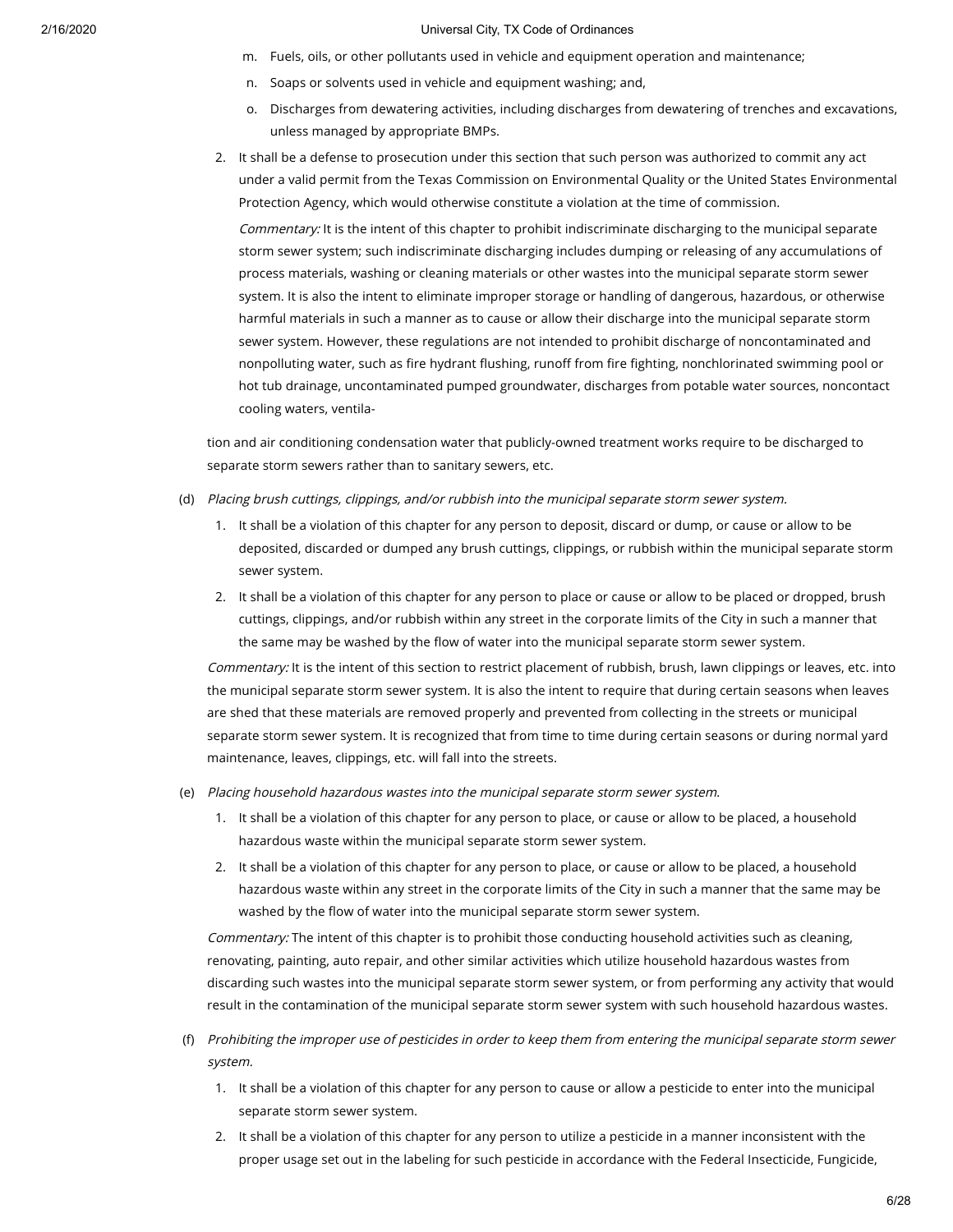m. Fuels, oils, or other pollutants used in vehicle and equipment operation and maintenance;

n. Soaps or solvents used in vehicle and equipment washing; and,

o. Discharges from dewatering activities, including discharges from dewatering of trenches and excavations, unless managed by appropriate BMPs.

2. It shall be a defense to prosecution under this section that such person was authorized to commit any act under a valid permit from the Texas Commission on Environmental Quality or the United States Environmental Protection Agency, which would otherwise constitute a violation at the time of commission.

   *Commentary:* It is the intent of this chapter to prohibit indiscriminate discharging to the municipal separate storm sewer system; such indiscriminate discharging includes dumping or releasing of any accumulations of process materials, washing or cleaning materials or other wastes into the municipal separate storm sewer system. It is also the intent to eliminate improper storage or handling of dangerous, hazardous, or otherwise harmful materials in such a manner as to cause or allow their discharge into the municipal separate storm sewer system. However, these regulations are not intended to prohibit discharge of noncontaminated and nonpolluting water, such as fire hydrant flushing, runoff from fire fighting, nonchlorinated swimming pool or hot tub drainage, uncontaminated pumped groundwater, discharges from potable water sources, noncontact cooling waters, ventilation and air conditioning condensation water that publicly-owned treatment works require to be discharged to separate storm sewers rather than to sanitary sewers, etc.

(d) *Placing brush cuttings, clippings, and/or rubbish into the municipal separate storm sewer system.*

1. It shall be a violation of this chapter for any person to deposit, discard or dump, or cause or allow to be deposited, discarded or dumped any brush cuttings, clippings, or rubbish within the municipal separate storm sewer system.

2. It shall be a violation of this chapter for any person to place or cause or allow to be placed or dropped, brush cuttings, clippings, and/or rubbish within any street in the corporate limits of the City in such a manner that the same may be washed by the flow of water into the municipal separate storm sewer system.

*Commentary:* It is the intent of this section to restrict placement of rubbish, brush, lawn clippings or leaves, etc. into the municipal separate storm sewer system. It is also the intent to require that during certain seasons when leaves are shed that these materials are removed properly and prevented from collecting in the streets or municipal separate storm sewer system. It is recognized that from time to time during certain seasons or during normal yard maintenance, leaves, clippings, etc. will fall into the streets.

(e) *Placing household hazardous wastes into the municipal separate storm sewer system.*

1. It shall be a violation of this chapter for any person to place, or cause or allow to be placed, a household hazardous waste within the municipal separate storm sewer system.

2. It shall be a violation of this chapter for any person to place, or cause or allow to be placed, a household hazardous waste within any street in the corporate limits of the City in such a manner that the same may be washed by the flow of water into the municipal separate storm sewer system.

*Commentary:* The intent of this chapter is to prohibit those conducting household activities such as cleaning, renovating, painting, auto repair, and other similar activities which utilize household hazardous wastes from discarding such wastes into the municipal separate storm sewer system, or from performing any activity that would result in the contamination of the municipal separate storm sewer system with such household hazardous wastes.

(f) *Prohibiting the improper use of pesticides in order to keep them from entering the municipal separate storm sewer system.*

1. It shall be a violation of this chapter for any person to cause or allow a pesticide to enter into the municipal separate storm sewer system.

2. It shall be a violation of this chapter for any person to utilize a pesticide in a manner inconsistent with the proper usage set out in the labeling for such pesticide in accordance with the Federal Insecticide, Fungicide,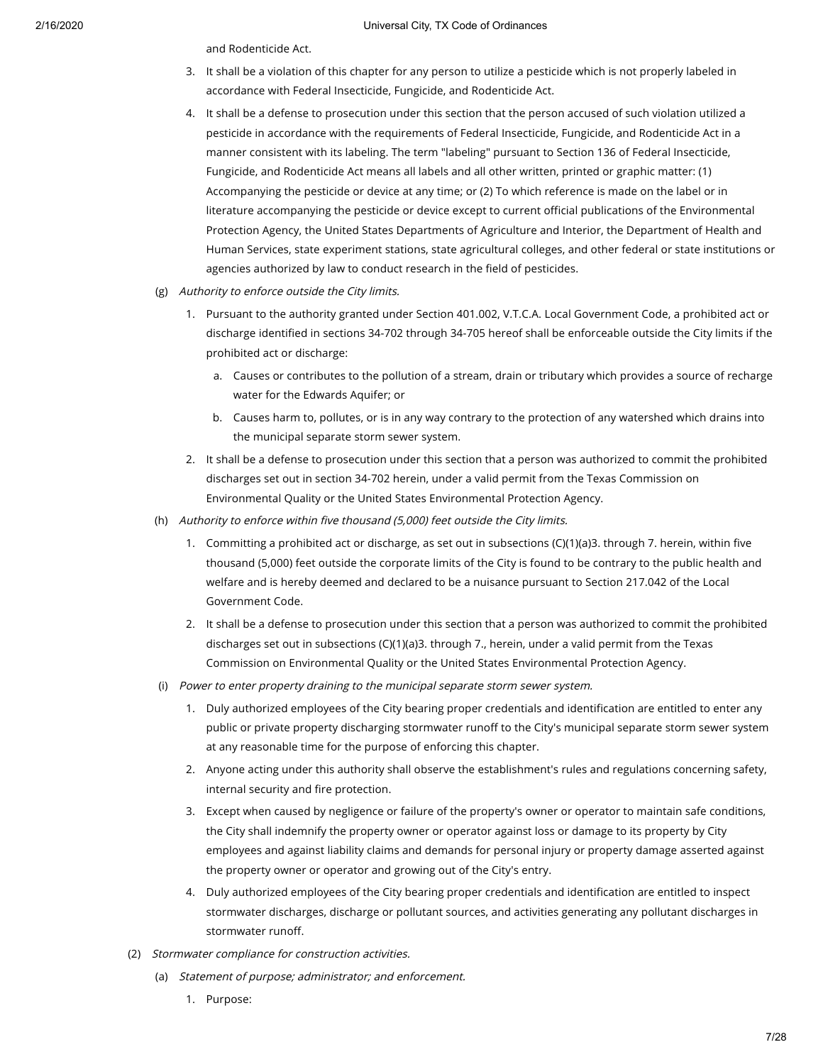and Rodenticide Act.

3. It shall be a violation of this chapter for any person to utilize a pesticide which is not properly labeled in accordance with Federal Insecticide, Fungicide, and Rodenticide Act.
4. It shall be a defense to prosecution under this section that the person accused of such violation utilized a pesticide in accordance with the requirements of Federal Insecticide, Fungicide, and Rodenticide Act in a manner consistent with its labeling. The term "labeling" pursuant to Section 136 of Federal Insecticide, Fungicide, and Rodenticide Act means all labels and all other written, printed or graphic matter: (1) Accompanying the pesticide or device at any time; or (2) To which reference is made on the label or in literature accompanying the pesticide or device except to current official publications of the Environmental Protection Agency, the United States Departments of Agriculture and Interior, the Department of Health and Human Services, state experiment stations, state agricultural colleges, and other federal or state institutions or agencies authorized by law to conduct research in the field of pesticides.

(g) *Authority to enforce outside the City limits.*

1. Pursuant to the authority granted under Section 401.002, V.T.C.A. Local Government Code, a prohibited act or discharge identified in sections 34-702 through 34-705 hereof shall be enforceable outside the City limits if the prohibited act or discharge:
   a. Causes or contributes to the pollution of a stream, drain or tributary which provides a source of recharge water for the Edwards Aquifer; or
   b. Causes harm to, pollutes, or is in any way contrary to the protection of any watershed which drains into the municipal separate storm sewer system.
2. It shall be a defense to prosecution under this section that a person was authorized to commit the prohibited discharges set out in section 34-702 herein, under a valid permit from the Texas Commission on Environmental Quality or the United States Environmental Protection Agency.

(h) *Authority to enforce within five thousand (5,000) feet outside the City limits.*

1. Committing a prohibited act or discharge, as set out in subsections (C)(1)(a)3. through 7. herein, within five thousand (5,000) feet outside the corporate limits of the City is found to be contrary to the public health and welfare and is hereby deemed and declared to be a nuisance pursuant to Section 217.042 of the Local Government Code.
2. It shall be a defense to prosecution under this section that a person was authorized to commit the prohibited discharges set out in subsections (C)(1)(a)3. through 7., herein, under a valid permit from the Texas Commission on Environmental Quality or the United States Environmental Protection Agency.

(i) *Power to enter property draining to the municipal separate storm sewer system.*

1. Duly authorized employees of the City bearing proper credentials and identification are entitled to enter any public or private property discharging stormwater runoff to the City's municipal separate storm sewer system at any reasonable time for the purpose of enforcing this chapter.
2. Anyone acting under this authority shall observe the establishment's rules and regulations concerning safety, internal security and fire protection.
3. Except when caused by negligence or failure of the property's owner or operator to maintain safe conditions, the City shall indemnify the property owner or operator against loss or damage to its property by City employees and against liability claims and demands for personal injury or property damage asserted against the property owner or operator and growing out of the City's entry.
4. Duly authorized employees of the City bearing proper credentials and identification are entitled to inspect stormwater discharges, discharge or pollutant sources, and activities generating any pollutant discharges in stormwater runoff.

(2) *Stormwater compliance for construction activities.*

(a) *Statement of purpose; administrator; and enforcement.*

1. Purpose: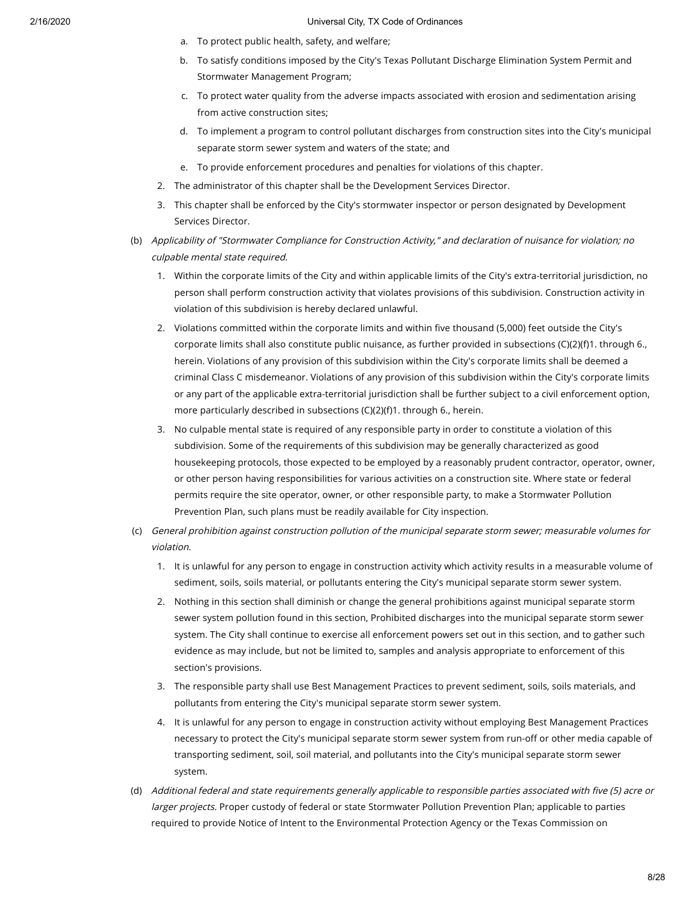a. To protect public health, safety, and welfare;

b. To satisfy conditions imposed by the City's Texas Pollutant Discharge Elimination System Permit and Stormwater Management Program;

c. To protect water quality from the adverse impacts associated with erosion and sedimentation arising from active construction sites;

d. To implement a program to control pollutant discharges from construction sites into the City's municipal separate storm sewer system and waters of the state; and

e. To provide enforcement procedures and penalties for violations of this chapter.

2. The administrator of this chapter shall be the Development Services Director.

3. This chapter shall be enforced by the City's stormwater inspector or person designated by Development Services Director.

(b) *Applicability of "Stormwater Compliance for Construction Activity," and declaration of nuisance for violation; no culpable mental state required.*

1. Within the corporate limits of the City and within applicable limits of the City's extra-territorial jurisdiction, no person shall perform construction activity that violates provisions of this subdivision. Construction activity in violation of this subdivision is hereby declared unlawful.

2. Violations committed within the corporate limits and within five thousand (5,000) feet outside the City's corporate limits shall also constitute public nuisance, as further provided in subsections (C)(2)(f)1. through 6., herein. Violations of any provision of this subdivision within the City's corporate limits shall be deemed a criminal Class C misdemeanor. Violations of any provision of this subdivision within the City's corporate limits or any part of the applicable extra-territorial jurisdiction shall be further subject to a civil enforcement option, more particularly described in subsections (C)(2)(f)1. through 6., herein.

3. No culpable mental state is required of any responsible party in order to constitute a violation of this subdivision. Some of the requirements of this subdivision may be generally characterized as good housekeeping protocols, those expected to be employed by a reasonably prudent contractor, operator, owner, or other person having responsibilities for various activities on a construction site. Where state or federal permits require the site operator, owner, or other responsible party, to make a Stormwater Pollution Prevention Plan, such plans must be readily available for City inspection.

(c) *General prohibition against construction pollution of the municipal separate storm sewer; measurable volumes for violation.*

1. It is unlawful for any person to engage in construction activity which activity results in a measurable volume of sediment, soils, soils material, or pollutants entering the City's municipal separate storm sewer system.

2. Nothing in this section shall diminish or change the general prohibitions against municipal separate storm sewer system pollution found in this section, Prohibited discharges into the municipal separate storm sewer system. The City shall continue to exercise all enforcement powers set out in this section, and to gather such evidence as may include, but not be limited to, samples and analysis appropriate to enforcement of this section's provisions.

3. The responsible party shall use Best Management Practices to prevent sediment, soils, soils materials, and pollutants from entering the City's municipal separate storm sewer system.

4. It is unlawful for any person to engage in construction activity without employing Best Management Practices necessary to protect the City's municipal separate storm sewer system from run-off or other media capable of transporting sediment, soil, soil material, and pollutants into the City's municipal separate storm sewer system.

(d) *Additional federal and state requirements generally applicable to responsible parties associated with five (5) acre or larger projects.* Proper custody of federal or state Stormwater Pollution Prevention Plan; applicable to parties required to provide Notice of Intent to the Environmental Protection Agency or the Texas Commission on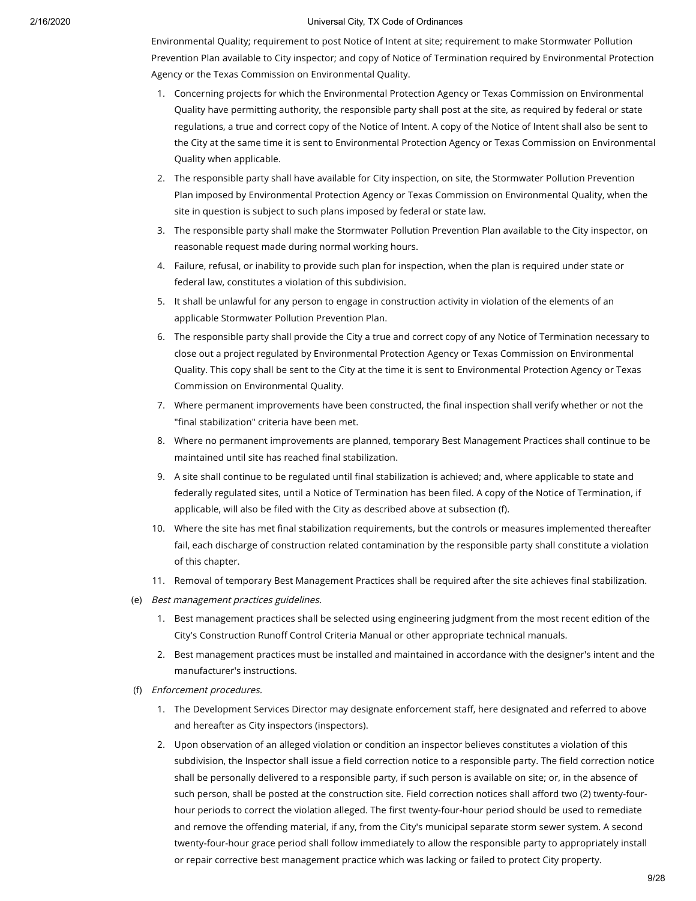Environmental Quality; requirement to post Notice of Intent at site; requirement to make Stormwater Pollution Prevention Plan available to City inspector; and copy of Notice of Termination required by Environmental Protection Agency or the Texas Commission on Environmental Quality.

1. Concerning projects for which the Environmental Protection Agency or Texas Commission on Environmental Quality have permitting authority, the responsible party shall post at the site, as required by federal or state regulations, a true and correct copy of the Notice of Intent. A copy of the Notice of Intent shall also be sent to the City at the same time it is sent to Environmental Protection Agency or Texas Commission on Environmental Quality when applicable.
2. The responsible party shall have available for City inspection, on site, the Stormwater Pollution Prevention Plan imposed by Environmental Protection Agency or Texas Commission on Environmental Quality, when the site in question is subject to such plans imposed by federal or state law.
3. The responsible party shall make the Stormwater Pollution Prevention Plan available to the City inspector, on reasonable request made during normal working hours.
4. Failure, refusal, or inability to provide such plan for inspection, when the plan is required under state or federal law, constitutes a violation of this subdivision.
5. It shall be unlawful for any person to engage in construction activity in violation of the elements of an applicable Stormwater Pollution Prevention Plan.
6. The responsible party shall provide the City a true and correct copy of any Notice of Termination necessary to close out a project regulated by Environmental Protection Agency or Texas Commission on Environmental Quality. This copy shall be sent to the City at the time it is sent to Environmental Protection Agency or Texas Commission on Environmental Quality.
7. Where permanent improvements have been constructed, the final inspection shall verify whether or not the "final stabilization" criteria have been met.
8. Where no permanent improvements are planned, temporary Best Management Practices shall continue to be maintained until site has reached final stabilization.
9. A site shall continue to be regulated until final stabilization is achieved; and, where applicable to state and federally regulated sites, until a Notice of Termination has been filed. A copy of the Notice of Termination, if applicable, will also be filed with the City as described above at subsection (f).
10. Where the site has met final stabilization requirements, but the controls or measures implemented thereafter fail, each discharge of construction related contamination by the responsible party shall constitute a violation of this chapter.
11. Removal of temporary Best Management Practices shall be required after the site achieves final stabilization.

(e) *Best management practices guidelines.*

1. Best management practices shall be selected using engineering judgment from the most recent edition of the City's Construction Runoff Control Criteria Manual or other appropriate technical manuals.
2. Best management practices must be installed and maintained in accordance with the designer's intent and the manufacturer's instructions.

(f) *Enforcement procedures.*

1. The Development Services Director may designate enforcement staff, here designated and referred to above and hereafter as City inspectors (inspectors).
2. Upon observation of an alleged violation or condition an inspector believes constitutes a violation of this subdivision, the Inspector shall issue a field correction notice to a responsible party. The field correction notice shall be personally delivered to a responsible party, if such person is available on site; or, in the absence of such person, shall be posted at the construction site. Field correction notices shall afford two (2) twenty-four-hour periods to correct the violation alleged. The first twenty-four-hour period should be used to remediate and remove the offending material, if any, from the City's municipal separate storm sewer system. A second twenty-four-hour grace period shall follow immediately to allow the responsible party to appropriately install or repair corrective best management practice which was lacking or failed to protect City property.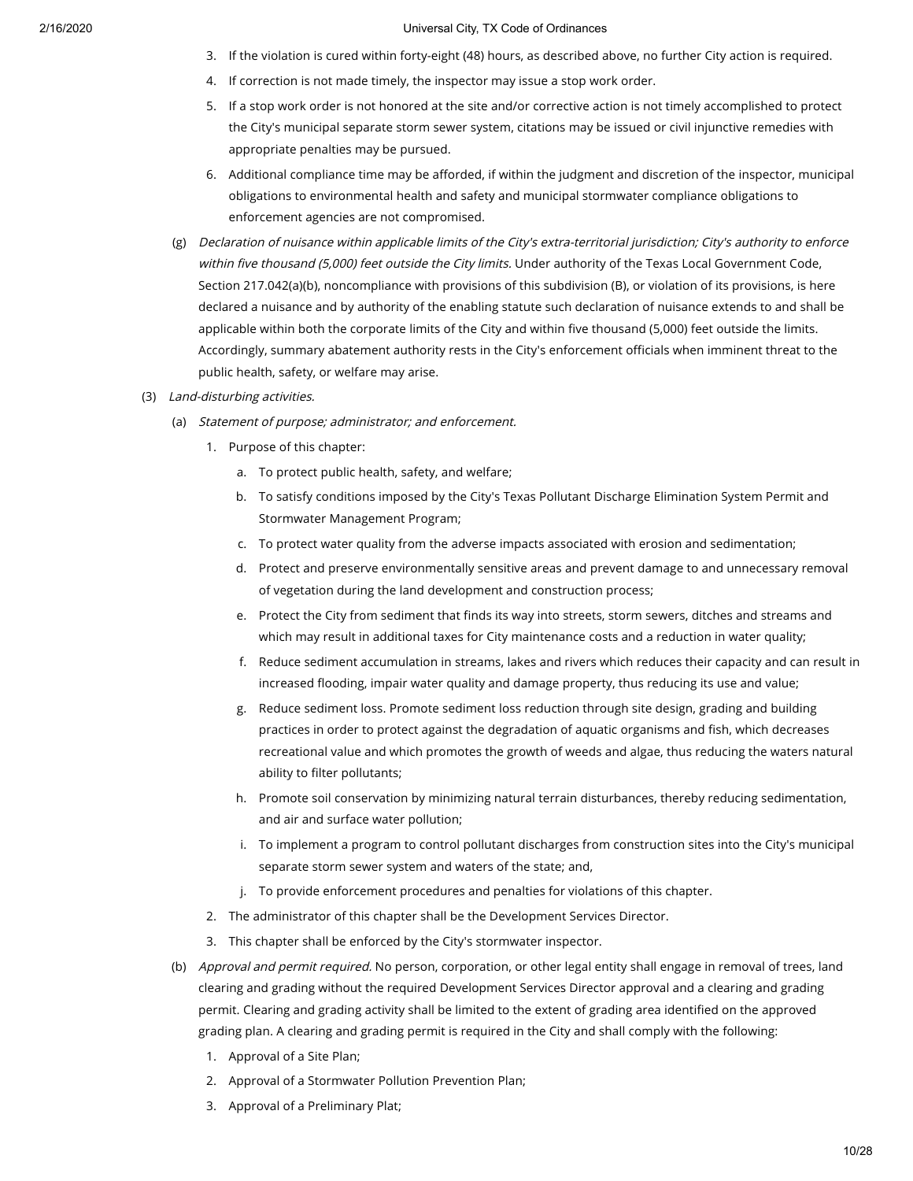3. If the violation is cured within forty-eight (48) hours, as described above, no further City action is required.
4. If correction is not made timely, the inspector may issue a stop work order.
5. If a stop work order is not honored at the site and/or corrective action is not timely accomplished to protect the City's municipal separate storm sewer system, citations may be issued or civil injunctive remedies with appropriate penalties may be pursued.
6. Additional compliance time may be afforded, if within the judgment and discretion of the inspector, municipal obligations to environmental health and safety and municipal stormwater compliance obligations to enforcement agencies are not compromised.

(g) *Declaration of nuisance within applicable limits of the City's extra-territorial jurisdiction; City's authority to enforce within five thousand (5,000) feet outside the City limits.* Under authority of the Texas Local Government Code, Section 217.042(a)(b), noncompliance with provisions of this subdivision (B), or violation of its provisions, is here declared a nuisance and by authority of the enabling statute such declaration of nuisance extends to and shall be applicable within both the corporate limits of the City and within five thousand (5,000) feet outside the limits. Accordingly, summary abatement authority rests in the City's enforcement officials when imminent threat to the public health, safety, or welfare may arise.

(3) *Land-disturbing activities.*

(a) *Statement of purpose; administrator; and enforcement.*

1. Purpose of this chapter:
   a. To protect public health, safety, and welfare;
   b. To satisfy conditions imposed by the City's Texas Pollutant Discharge Elimination System Permit and Stormwater Management Program;
   c. To protect water quality from the adverse impacts associated with erosion and sedimentation;
   d. Protect and preserve environmentally sensitive areas and prevent damage to and unnecessary removal of vegetation during the land development and construction process;
   e. Protect the City from sediment that finds its way into streets, storm sewers, ditches and streams and which may result in additional taxes for City maintenance costs and a reduction in water quality;
   f. Reduce sediment accumulation in streams, lakes and rivers which reduces their capacity and can result in increased flooding, impair water quality and damage property, thus reducing its use and value;
   g. Reduce sediment loss. Promote sediment loss reduction through site design, grading and building practices in order to protect against the degradation of aquatic organisms and fish, which decreases recreational value and which promotes the growth of weeds and algae, thus reducing the waters natural ability to filter pollutants;
   h. Promote soil conservation by minimizing natural terrain disturbances, thereby reducing sedimentation, and air and surface water pollution;
   i. To implement a program to control pollutant discharges from construction sites into the City's municipal separate storm sewer system and waters of the state; and,
   j. To provide enforcement procedures and penalties for violations of this chapter.
2. The administrator of this chapter shall be the Development Services Director.
3. This chapter shall be enforced by the City's stormwater inspector.

(b) *Approval and permit required.* No person, corporation, or other legal entity shall engage in removal of trees, land clearing and grading without the required Development Services Director approval and a clearing and grading permit. Clearing and grading activity shall be limited to the extent of grading area identified on the approved grading plan. A clearing and grading permit is required in the City and shall comply with the following:

1. Approval of a Site Plan;
2. Approval of a Stormwater Pollution Prevention Plan;
3. Approval of a Preliminary Plat;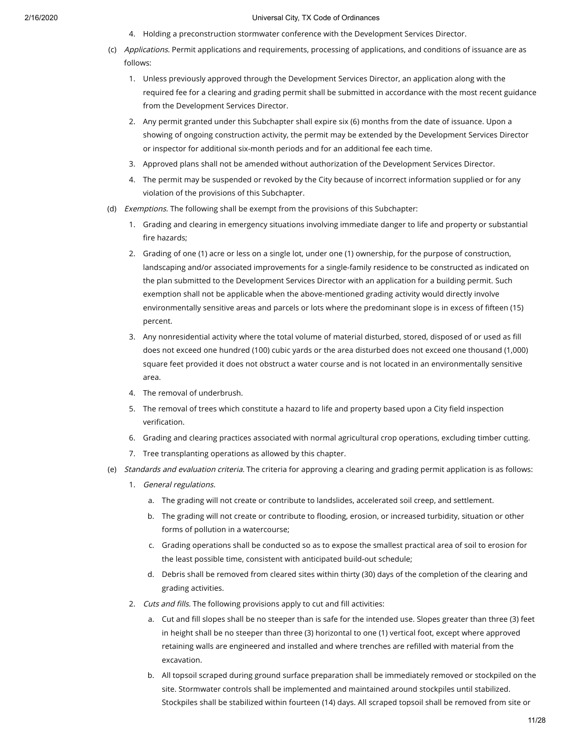4. Holding a preconstruction stormwater conference with the Development Services Director.

(c) *Applications.* Permit applications and requirements, processing of applications, and conditions of issuance are as follows:

1. Unless previously approved through the Development Services Director, an application along with the required fee for a clearing and grading permit shall be submitted in accordance with the most recent guidance from the Development Services Director.
2. Any permit granted under this Subchapter shall expire six (6) months from the date of issuance. Upon a showing of ongoing construction activity, the permit may be extended by the Development Services Director or inspector for additional six-month periods and for an additional fee each time.
3. Approved plans shall not be amended without authorization of the Development Services Director.
4. The permit may be suspended or revoked by the City because of incorrect information supplied or for any violation of the provisions of this Subchapter.

(d) *Exemptions.* The following shall be exempt from the provisions of this Subchapter:

1. Grading and clearing in emergency situations involving immediate danger to life and property or substantial fire hazards;
2. Grading of one (1) acre or less on a single lot, under one (1) ownership, for the purpose of construction, landscaping and/or associated improvements for a single-family residence to be constructed as indicated on the plan submitted to the Development Services Director with an application for a building permit. Such exemption shall not be applicable when the above-mentioned grading activity would directly involve environmentally sensitive areas and parcels or lots where the predominant slope is in excess of fifteen (15) percent.
3. Any nonresidential activity where the total volume of material disturbed, stored, disposed of or used as fill does not exceed one hundred (100) cubic yards or the area disturbed does not exceed one thousand (1,000) square feet provided it does not obstruct a water course and is not located in an environmentally sensitive area.
4. The removal of underbrush.
5. The removal of trees which constitute a hazard to life and property based upon a City field inspection verification.
6. Grading and clearing practices associated with normal agricultural crop operations, excluding timber cutting.
7. Tree transplanting operations as allowed by this chapter.

(e) *Standards and evaluation criteria.* The criteria for approving a clearing and grading permit application is as follows:

1. *General regulations.*
   a. The grading will not create or contribute to landslides, accelerated soil creep, and settlement.
   b. The grading will not create or contribute to flooding, erosion, or increased turbidity, situation or other forms of pollution in a watercourse;
   c. Grading operations shall be conducted so as to expose the smallest practical area of soil to erosion for the least possible time, consistent with anticipated build-out schedule;
   d. Debris shall be removed from cleared sites within thirty (30) days of the completion of the clearing and grading activities.
2. *Cuts and fills.* The following provisions apply to cut and fill activities:
   a. Cut and fill slopes shall be no steeper than is safe for the intended use. Slopes greater than three (3) feet in height shall be no steeper than three (3) horizontal to one (1) vertical foot, except where approved retaining walls are engineered and installed and where trenches are refilled with material from the excavation.
   b. All topsoil scraped during ground surface preparation shall be immediately removed or stockpiled on the site. Stormwater controls shall be implemented and maintained around stockpiles until stabilized. Stockpiles shall be stabilized within fourteen (14) days. All scraped topsoil shall be removed from site or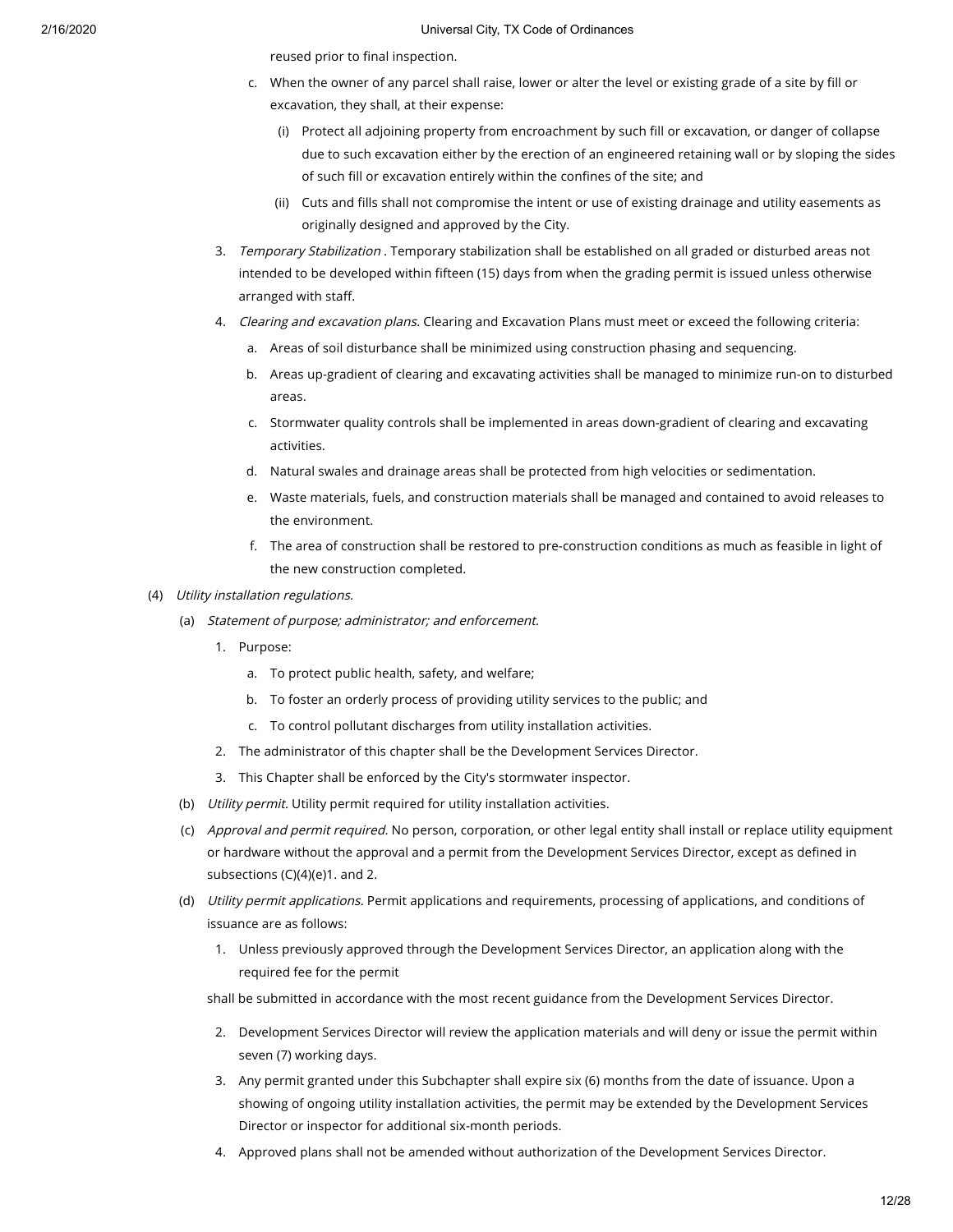reused prior to final inspection.

c. When the owner of any parcel shall raise, lower or alter the level or existing grade of a site by fill or excavation, they shall, at their expense:

(i) Protect all adjoining property from encroachment by such fill or excavation, or danger of collapse due to such excavation either by the erection of an engineered retaining wall or by sloping the sides of such fill or excavation entirely within the confines of the site; and

(ii) Cuts and fills shall not compromise the intent or use of existing drainage and utility easements as originally designed and approved by the City.

3. *Temporary Stabilization* . Temporary stabilization shall be established on all graded or disturbed areas not intended to be developed within fifteen (15) days from when the grading permit is issued unless otherwise arranged with staff.

4. *Clearing and excavation plans.* Clearing and Excavation Plans must meet or exceed the following criteria:

a. Areas of soil disturbance shall be minimized using construction phasing and sequencing.

b. Areas up-gradient of clearing and excavating activities shall be managed to minimize run-on to disturbed areas.

c. Stormwater quality controls shall be implemented in areas down-gradient of clearing and excavating activities.

d. Natural swales and drainage areas shall be protected from high velocities or sedimentation.

e. Waste materials, fuels, and construction materials shall be managed and contained to avoid releases to the environment.

f. The area of construction shall be restored to pre-construction conditions as much as feasible in light of the new construction completed.

(4) *Utility installation regulations.*

(a) *Statement of purpose; administrator; and enforcement.*

1. Purpose:

a. To protect public health, safety, and welfare;

b. To foster an orderly process of providing utility services to the public; and

c. To control pollutant discharges from utility installation activities.

2. The administrator of this chapter shall be the Development Services Director.

3. This Chapter shall be enforced by the City's stormwater inspector.

(b) *Utility permit.* Utility permit required for utility installation activities.

(c) *Approval and permit required.* No person, corporation, or other legal entity shall install or replace utility equipment or hardware without the approval and a permit from the Development Services Director, except as defined in subsections (C)(4)(e)1. and 2.

(d) *Utility permit applications.* Permit applications and requirements, processing of applications, and conditions of issuance are as follows:

1. Unless previously approved through the Development Services Director, an application along with the required fee for the permit

shall be submitted in accordance with the most recent guidance from the Development Services Director.

2. Development Services Director will review the application materials and will deny or issue the permit within seven (7) working days.

3. Any permit granted under this Subchapter shall expire six (6) months from the date of issuance. Upon a showing of ongoing utility installation activities, the permit may be extended by the Development Services Director or inspector for additional six-month periods.

4. Approved plans shall not be amended without authorization of the Development Services Director.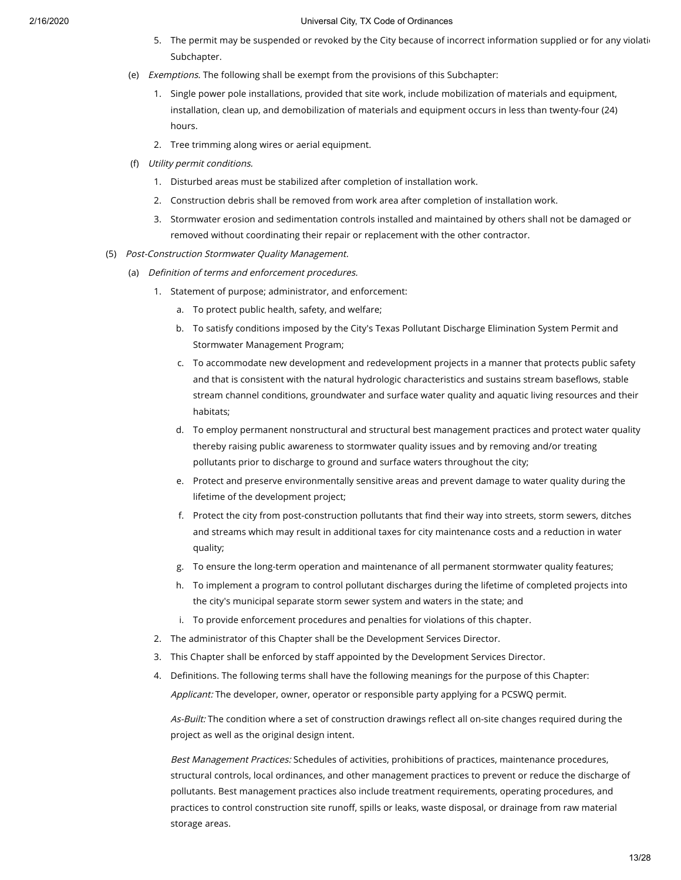5. The permit may be suspended or revoked by the City because of incorrect information supplied or for any violati Subchapter.

(e) *Exemptions.* The following shall be exempt from the provisions of this Subchapter:

1. Single power pole installations, provided that site work, include mobilization of materials and equipment, installation, clean up, and demobilization of materials and equipment occurs in less than twenty-four (24) hours.
2. Tree trimming along wires or aerial equipment.

(f) *Utility permit conditions.*

1. Disturbed areas must be stabilized after completion of installation work.
2. Construction debris shall be removed from work area after completion of installation work.
3. Stormwater erosion and sedimentation controls installed and maintained by others shall not be damaged or removed without coordinating their repair or replacement with the other contractor.

(5) *Post-Construction Stormwater Quality Management.*

(a) *Definition of terms and enforcement procedures.*

1. Statement of purpose; administrator, and enforcement:
   a. To protect public health, safety, and welfare;
   b. To satisfy conditions imposed by the City's Texas Pollutant Discharge Elimination System Permit and Stormwater Management Program;
   c. To accommodate new development and redevelopment projects in a manner that protects public safety and that is consistent with the natural hydrologic characteristics and sustains stream baseflows, stable stream channel conditions, groundwater and surface water quality and aquatic living resources and their habitats;
   d. To employ permanent nonstructural and structural best management practices and protect water quality thereby raising public awareness to stormwater quality issues and by removing and/or treating pollutants prior to discharge to ground and surface waters throughout the city;
   e. Protect and preserve environmentally sensitive areas and prevent damage to water quality during the lifetime of the development project;
   f. Protect the city from post-construction pollutants that find their way into streets, storm sewers, ditches and streams which may result in additional taxes for city maintenance costs and a reduction in water quality;
   g. To ensure the long-term operation and maintenance of all permanent stormwater quality features;
   h. To implement a program to control pollutant discharges during the lifetime of completed projects into the city's municipal separate storm sewer system and waters in the state; and
   i. To provide enforcement procedures and penalties for violations of this chapter.
2. The administrator of this Chapter shall be the Development Services Director.
3. This Chapter shall be enforced by staff appointed by the Development Services Director.
4. Definitions. The following terms shall have the following meanings for the purpose of this Chapter:

   *Applicant:* The developer, owner, operator or responsible party applying for a PCSWQ permit.

   *As-Built:* The condition where a set of construction drawings reflect all on-site changes required during the project as well as the original design intent.

   *Best Management Practices:* Schedules of activities, prohibitions of practices, maintenance procedures, structural controls, local ordinances, and other management practices to prevent or reduce the discharge of pollutants. Best management practices also include treatment requirements, operating procedures, and practices to control construction site runoff, spills or leaks, waste disposal, or drainage from raw material storage areas.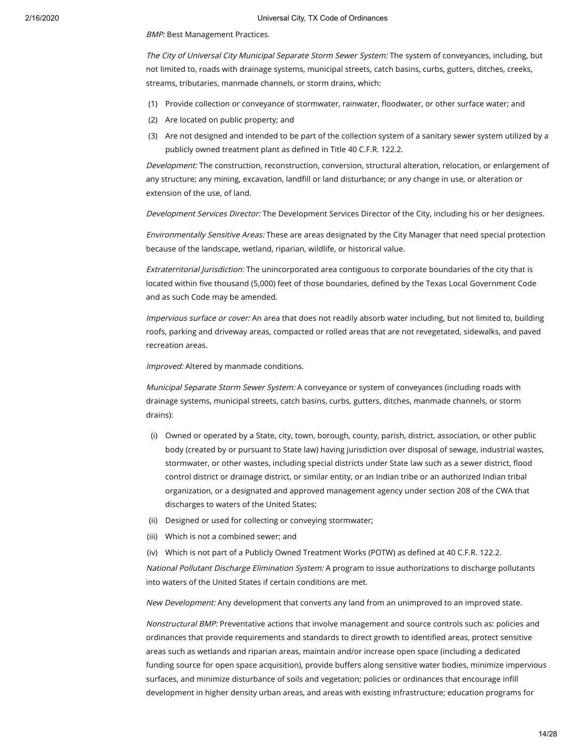*BMP:* Best Management Practices.

*The City of Universal City Municipal Separate Storm Sewer System:* The system of conveyances, including, but not limited to, roads with drainage systems, municipal streets, catch basins, curbs, gutters, ditches, creeks, streams, tributaries, manmade channels, or storm drains, which:

(1) Provide collection or conveyance of stormwater, rainwater, floodwater, or other surface water; and

(2) Are located on public property; and

(3) Are not designed and intended to be part of the collection system of a sanitary sewer system utilized by a publicly owned treatment plant as defined in Title 40 C.F.R. 122.2.

*Development:* The construction, reconstruction, conversion, structural alteration, relocation, or enlargement of any structure; any mining, excavation, landfill or land disturbance; or any change in use, or alteration or extension of the use, of land.

*Development Services Director:* The Development Services Director of the City, including his or her designees.

*Environmentally Sensitive Areas:* These are areas designated by the City Manager that need special protection because of the landscape, wetland, riparian, wildlife, or historical value.

*Extraterritorial Jurisdiction:* The unincorporated area contiguous to corporate boundaries of the city that is located within five thousand (5,000) feet of those boundaries, defined by the Texas Local Government Code and as such Code may be amended.

*Impervious surface or cover:* An area that does not readily absorb water including, but not limited to, building roofs, parking and driveway areas, compacted or rolled areas that are not revegetated, sidewalks, and paved recreation areas.

*Improved:* Altered by manmade conditions.

*Municipal Separate Storm Sewer System:* A conveyance or system of conveyances (including roads with drainage systems, municipal streets, catch basins, curbs, gutters, ditches, manmade channels, or storm drains):

(i) Owned or operated by a State, city, town, borough, county, parish, district, association, or other public body (created by or pursuant to State law) having jurisdiction over disposal of sewage, industrial wastes, stormwater, or other wastes, including special districts under State law such as a sewer district, flood control district or drainage district, or similar entity, or an Indian tribe or an authorized Indian tribal organization, or a designated and approved management agency under section 208 of the CWA that discharges to waters of the United States;

(ii) Designed or used for collecting or conveying stormwater;

(iii) Which is not a combined sewer; and

(iv) Which is not part of a Publicly Owned Treatment Works (POTW) as defined at 40 C.F.R. 122.2.

*National Pollutant Discharge Elimination System:* A program to issue authorizations to discharge pollutants into waters of the United States if certain conditions are met.

*New Development:* Any development that converts any land from an unimproved to an improved state.

*Nonstructural BMP:* Preventative actions that involve management and source controls such as: policies and ordinances that provide requirements and standards to direct growth to identified areas, protect sensitive areas such as wetlands and riparian areas, maintain and/or increase open space (including a dedicated funding source for open space acquisition), provide buffers along sensitive water bodies, minimize impervious surfaces, and minimize disturbance of soils and vegetation; policies or ordinances that encourage infill development in higher density urban areas, and areas with existing infrastructure; education programs for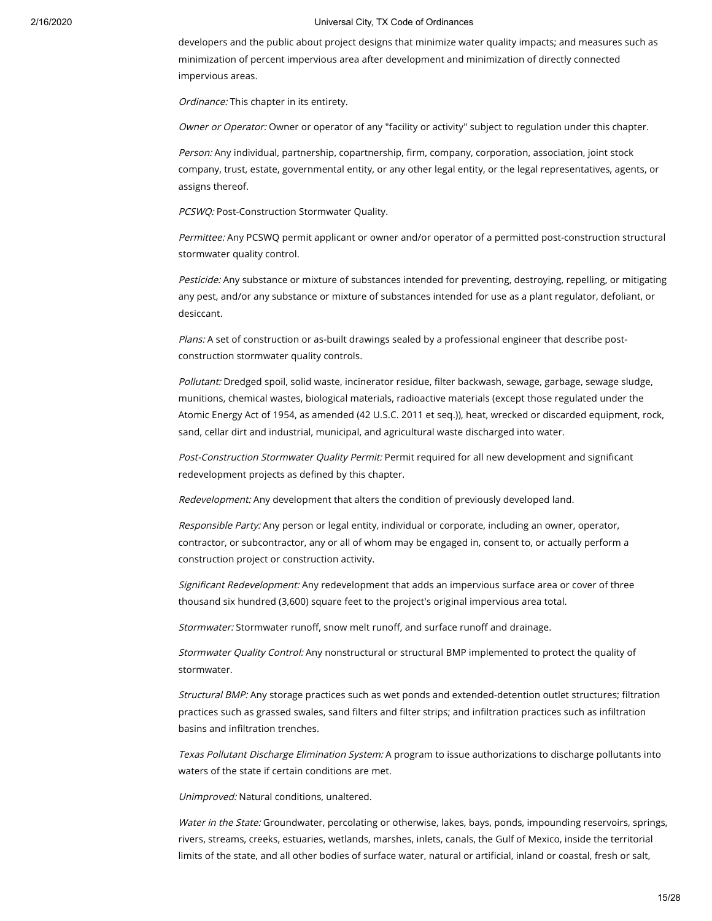developers and the public about project designs that minimize water quality impacts; and measures such as minimization of percent impervious area after development and minimization of directly connected impervious areas.

*Ordinance:* This chapter in its entirety.

*Owner or Operator:* Owner or operator of any "facility or activity" subject to regulation under this chapter.

*Person:* Any individual, partnership, copartnership, firm, company, corporation, association, joint stock company, trust, estate, governmental entity, or any other legal entity, or the legal representatives, agents, or assigns thereof.

*PCSWQ:* Post-Construction Stormwater Quality.

*Permittee:* Any PCSWQ permit applicant or owner and/or operator of a permitted post-construction structural stormwater quality control.

*Pesticide:* Any substance or mixture of substances intended for preventing, destroying, repelling, or mitigating any pest, and/or any substance or mixture of substances intended for use as a plant regulator, defoliant, or desiccant.

*Plans:* A set of construction or as-built drawings sealed by a professional engineer that describe post-construction stormwater quality controls.

*Pollutant:* Dredged spoil, solid waste, incinerator residue, filter backwash, sewage, garbage, sewage sludge, munitions, chemical wastes, biological materials, radioactive materials (except those regulated under the Atomic Energy Act of 1954, as amended (42 U.S.C. 2011 et seq.)), heat, wrecked or discarded equipment, rock, sand, cellar dirt and industrial, municipal, and agricultural waste discharged into water.

*Post-Construction Stormwater Quality Permit:* Permit required for all new development and significant redevelopment projects as defined by this chapter.

*Redevelopment:* Any development that alters the condition of previously developed land.

*Responsible Party:* Any person or legal entity, individual or corporate, including an owner, operator, contractor, or subcontractor, any or all of whom may be engaged in, consent to, or actually perform a construction project or construction activity.

*Significant Redevelopment:* Any redevelopment that adds an impervious surface area or cover of three thousand six hundred (3,600) square feet to the project's original impervious area total.

*Stormwater:* Stormwater runoff, snow melt runoff, and surface runoff and drainage.

*Stormwater Quality Control:* Any nonstructural or structural BMP implemented to protect the quality of stormwater.

*Structural BMP:* Any storage practices such as wet ponds and extended-detention outlet structures; filtration practices such as grassed swales, sand filters and filter strips; and infiltration practices such as infiltration basins and infiltration trenches.

*Texas Pollutant Discharge Elimination System:* A program to issue authorizations to discharge pollutants into waters of the state if certain conditions are met.

*Unimproved:* Natural conditions, unaltered.

*Water in the State:* Groundwater, percolating or otherwise, lakes, bays, ponds, impounding reservoirs, springs, rivers, streams, creeks, estuaries, wetlands, marshes, inlets, canals, the Gulf of Mexico, inside the territorial limits of the state, and all other bodies of surface water, natural or artificial, inland or coastal, fresh or salt,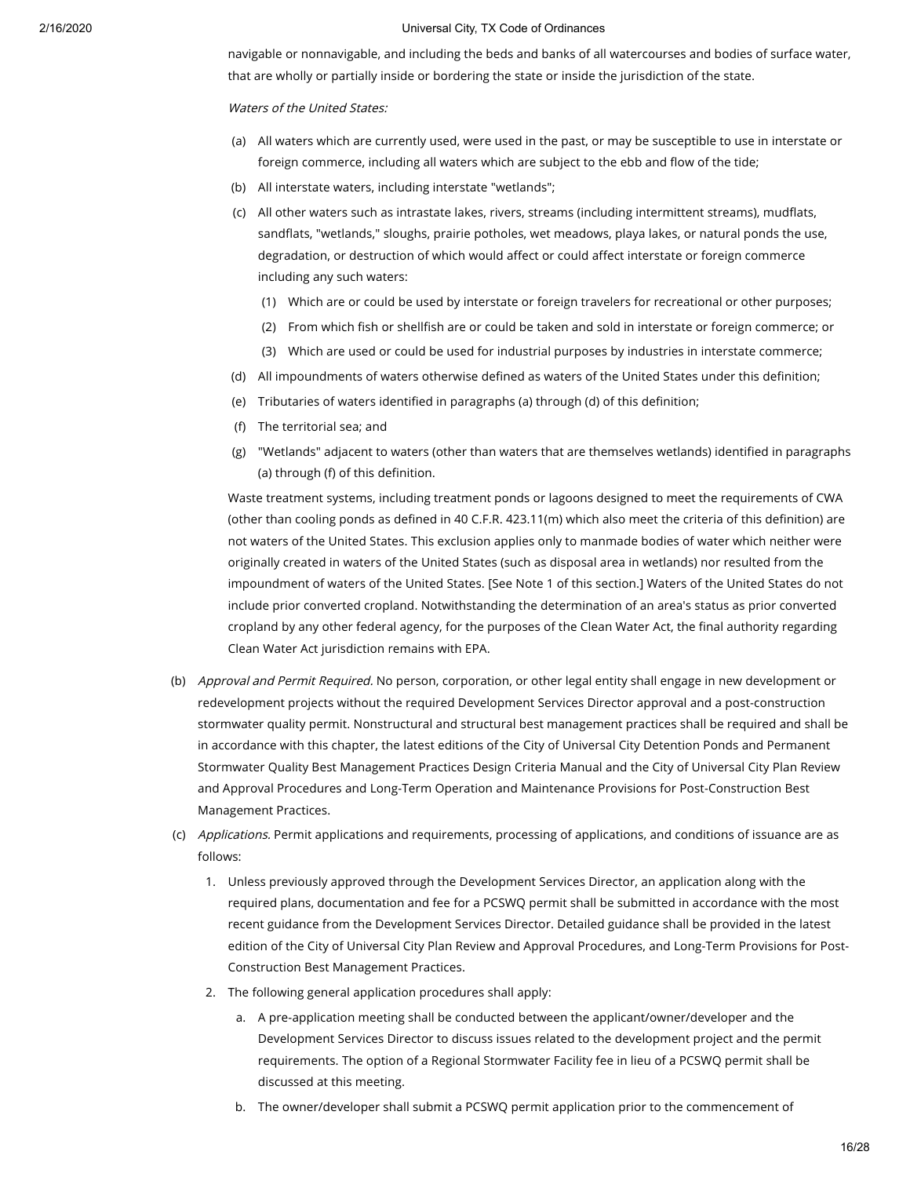navigable or nonnavigable, and including the beds and banks of all watercourses and bodies of surface water, that are wholly or partially inside or bordering the state or inside the jurisdiction of the state.

*Waters of the United States:*

(a) All waters which are currently used, were used in the past, or may be susceptible to use in interstate or foreign commerce, including all waters which are subject to the ebb and flow of the tide;

(b) All interstate waters, including interstate "wetlands";

(c) All other waters such as intrastate lakes, rivers, streams (including intermittent streams), mudflats, sandflats, "wetlands," sloughs, prairie potholes, wet meadows, playa lakes, or natural ponds the use, degradation, or destruction of which would affect or could affect interstate or foreign commerce including any such waters:

(1) Which are or could be used by interstate or foreign travelers for recreational or other purposes;

(2) From which fish or shellfish are or could be taken and sold in interstate or foreign commerce; or

(3) Which are used or could be used for industrial purposes by industries in interstate commerce;

(d) All impoundments of waters otherwise defined as waters of the United States under this definition;

(e) Tributaries of waters identified in paragraphs (a) through (d) of this definition;

(f) The territorial sea; and

(g) "Wetlands" adjacent to waters (other than waters that are themselves wetlands) identified in paragraphs (a) through (f) of this definition.

Waste treatment systems, including treatment ponds or lagoons designed to meet the requirements of CWA (other than cooling ponds as defined in 40 C.F.R. 423.11(m) which also meet the criteria of this definition) are not waters of the United States. This exclusion applies only to manmade bodies of water which neither were originally created in waters of the United States (such as disposal area in wetlands) nor resulted from the impoundment of waters of the United States. [See Note 1 of this section.] Waters of the United States do not include prior converted cropland. Notwithstanding the determination of an area's status as prior converted cropland by any other federal agency, for the purposes of the Clean Water Act, the final authority regarding Clean Water Act jurisdiction remains with EPA.

(b) *Approval and Permit Required.* No person, corporation, or other legal entity shall engage in new development or redevelopment projects without the required Development Services Director approval and a post-construction stormwater quality permit. Nonstructural and structural best management practices shall be required and shall be in accordance with this chapter, the latest editions of the City of Universal City Detention Ponds and Permanent Stormwater Quality Best Management Practices Design Criteria Manual and the City of Universal City Plan Review and Approval Procedures and Long-Term Operation and Maintenance Provisions for Post-Construction Best Management Practices.

(c) *Applications.* Permit applications and requirements, processing of applications, and conditions of issuance are as follows:

1. Unless previously approved through the Development Services Director, an application along with the required plans, documentation and fee for a PCSWQ permit shall be submitted in accordance with the most recent guidance from the Development Services Director. Detailed guidance shall be provided in the latest edition of the City of Universal City Plan Review and Approval Procedures, and Long-Term Provisions for Post-Construction Best Management Practices.

2. The following general application procedures shall apply:

   a. A pre-application meeting shall be conducted between the applicant/owner/developer and the Development Services Director to discuss issues related to the development project and the permit requirements. The option of a Regional Stormwater Facility fee in lieu of a PCSWQ permit shall be discussed at this meeting.

   b. The owner/developer shall submit a PCSWQ permit application prior to the commencement of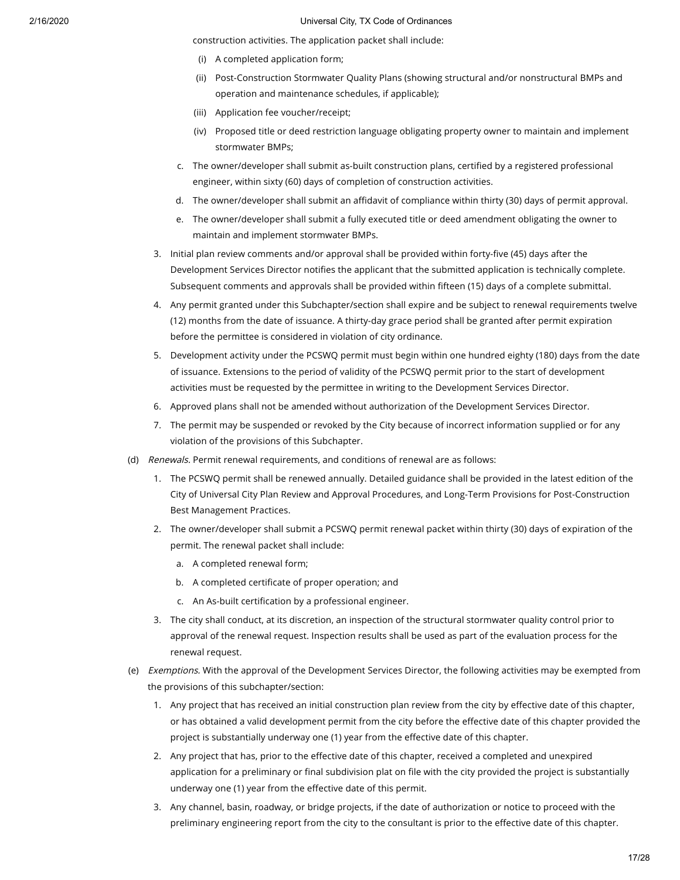construction activities. The application packet shall include:

   (i) A completed application form;

   (ii) Post-Construction Stormwater Quality Plans (showing structural and/or nonstructural BMPs and operation and maintenance schedules, if applicable);

   (iii) Application fee voucher/receipt;

   (iv) Proposed title or deed restriction language obligating property owner to maintain and implement stormwater BMPs;

  c. The owner/developer shall submit as-built construction plans, certified by a registered professional engineer, within sixty (60) days of completion of construction activities.

  d. The owner/developer shall submit an affidavit of compliance within thirty (30) days of permit approval.

  e. The owner/developer shall submit a fully executed title or deed amendment obligating the owner to maintain and implement stormwater BMPs.

 3. Initial plan review comments and/or approval shall be provided within forty-five (45) days after the Development Services Director notifies the applicant that the submitted application is technically complete. Subsequent comments and approvals shall be provided within fifteen (15) days of a complete submittal.

 4. Any permit granted under this Subchapter/section shall expire and be subject to renewal requirements twelve (12) months from the date of issuance. A thirty-day grace period shall be granted after permit expiration before the permittee is considered in violation of city ordinance.

 5. Development activity under the PCSWQ permit must begin within one hundred eighty (180) days from the date of issuance. Extensions to the period of validity of the PCSWQ permit prior to the start of development activities must be requested by the permittee in writing to the Development Services Director.

 6. Approved plans shall not be amended without authorization of the Development Services Director.

 7. The permit may be suspended or revoked by the City because of incorrect information supplied or for any violation of the provisions of this Subchapter.

(d) *Renewals.* Permit renewal requirements, and conditions of renewal are as follows:

 1. The PCSWQ permit shall be renewed annually. Detailed guidance shall be provided in the latest edition of the City of Universal City Plan Review and Approval Procedures, and Long-Term Provisions for Post-Construction Best Management Practices.

 2. The owner/developer shall submit a PCSWQ permit renewal packet within thirty (30) days of expiration of the permit. The renewal packet shall include:

  a. A completed renewal form;

  b. A completed certificate of proper operation; and

  c. An As-built certification by a professional engineer.

 3. The city shall conduct, at its discretion, an inspection of the structural stormwater quality control prior to approval of the renewal request. Inspection results shall be used as part of the evaluation process for the renewal request.

(e) *Exemptions.* With the approval of the Development Services Director, the following activities may be exempted from the provisions of this subchapter/section:

 1. Any project that has received an initial construction plan review from the city by effective date of this chapter, or has obtained a valid development permit from the city before the effective date of this chapter provided the project is substantially underway one (1) year from the effective date of this chapter.

 2. Any project that has, prior to the effective date of this chapter, received a completed and unexpired application for a preliminary or final subdivision plat on file with the city provided the project is substantially underway one (1) year from the effective date of this permit.

 3. Any channel, basin, roadway, or bridge projects, if the date of authorization or notice to proceed with the preliminary engineering report from the city to the consultant is prior to the effective date of this chapter.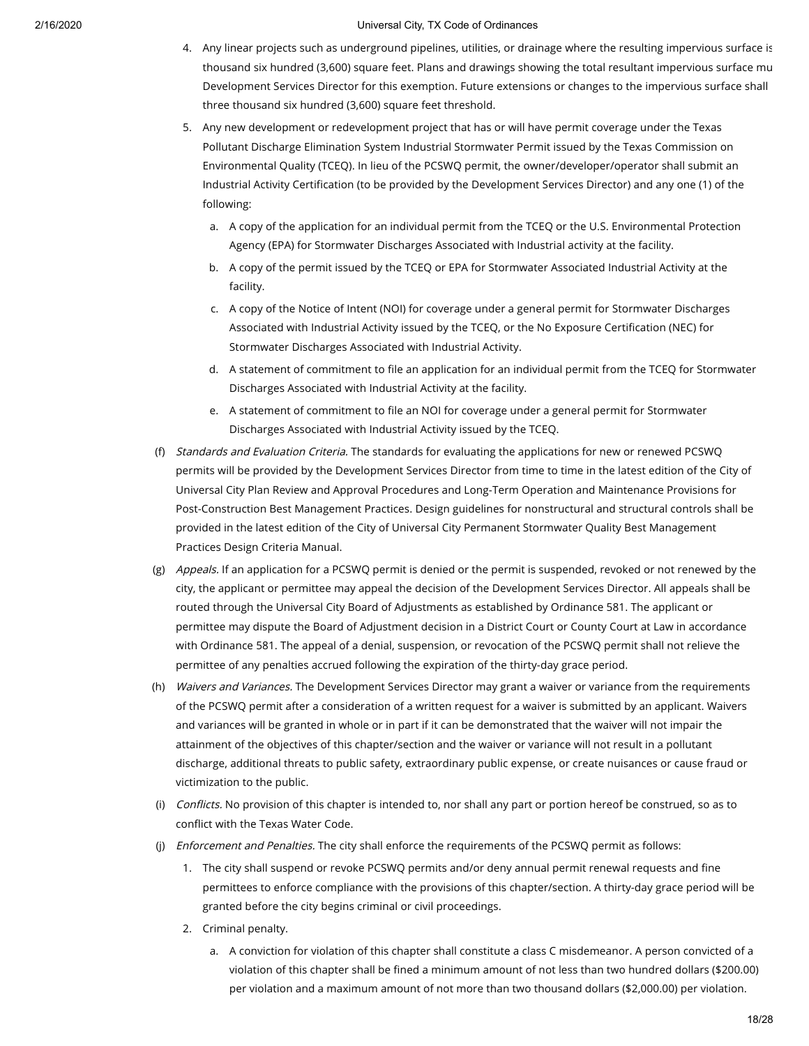4. Any linear projects such as underground pipelines, utilities, or drainage where the resulting impervious surface is thousand six hundred (3,600) square feet. Plans and drawings showing the total resultant impervious surface mu Development Services Director for this exemption. Future extensions or changes to the impervious surface shall three thousand six hundred (3,600) square feet threshold.

5. Any new development or redevelopment project that has or will have permit coverage under the Texas Pollutant Discharge Elimination System Industrial Stormwater Permit issued by the Texas Commission on Environmental Quality (TCEQ). In lieu of the PCSWQ permit, the owner/developer/operator shall submit an Industrial Activity Certification (to be provided by the Development Services Director) and any one (1) of the following:

   a. A copy of the application for an individual permit from the TCEQ or the U.S. Environmental Protection Agency (EPA) for Stormwater Discharges Associated with Industrial activity at the facility.

   b. A copy of the permit issued by the TCEQ or EPA for Stormwater Associated Industrial Activity at the facility.

   c. A copy of the Notice of Intent (NOI) for coverage under a general permit for Stormwater Discharges Associated with Industrial Activity issued by the TCEQ, or the No Exposure Certification (NEC) for Stormwater Discharges Associated with Industrial Activity.

   d. A statement of commitment to file an application for an individual permit from the TCEQ for Stormwater Discharges Associated with Industrial Activity at the facility.

   e. A statement of commitment to file an NOI for coverage under a general permit for Stormwater Discharges Associated with Industrial Activity issued by the TCEQ.

(f) *Standards and Evaluation Criteria.* The standards for evaluating the applications for new or renewed PCSWQ permits will be provided by the Development Services Director from time to time in the latest edition of the City of Universal City Plan Review and Approval Procedures and Long-Term Operation and Maintenance Provisions for Post-Construction Best Management Practices. Design guidelines for nonstructural and structural controls shall be provided in the latest edition of the City of Universal City Permanent Stormwater Quality Best Management Practices Design Criteria Manual.

(g) *Appeals.* If an application for a PCSWQ permit is denied or the permit is suspended, revoked or not renewed by the city, the applicant or permittee may appeal the decision of the Development Services Director. All appeals shall be routed through the Universal City Board of Adjustments as established by Ordinance 581. The applicant or permittee may dispute the Board of Adjustment decision in a District Court or County Court at Law in accordance with Ordinance 581. The appeal of a denial, suspension, or revocation of the PCSWQ permit shall not relieve the permittee of any penalties accrued following the expiration of the thirty-day grace period.

(h) *Waivers and Variances.* The Development Services Director may grant a waiver or variance from the requirements of the PCSWQ permit after a consideration of a written request for a waiver is submitted by an applicant. Waivers and variances will be granted in whole or in part if it can be demonstrated that the waiver will not impair the attainment of the objectives of this chapter/section and the waiver or variance will not result in a pollutant discharge, additional threats to public safety, extraordinary public expense, or create nuisances or cause fraud or victimization to the public.

(i) *Conflicts.* No provision of this chapter is intended to, nor shall any part or portion hereof be construed, so as to conflict with the Texas Water Code.

(j) *Enforcement and Penalties.* The city shall enforce the requirements of the PCSWQ permit as follows:

1. The city shall suspend or revoke PCSWQ permits and/or deny annual permit renewal requests and fine permittees to enforce compliance with the provisions of this chapter/section. A thirty-day grace period will be granted before the city begins criminal or civil proceedings.

2. Criminal penalty.

   a. A conviction for violation of this chapter shall constitute a class C misdemeanor. A person convicted of a violation of this chapter shall be fined a minimum amount of not less than two hundred dollars ($200.00) per violation and a maximum amount of not more than two thousand dollars ($2,000.00) per violation.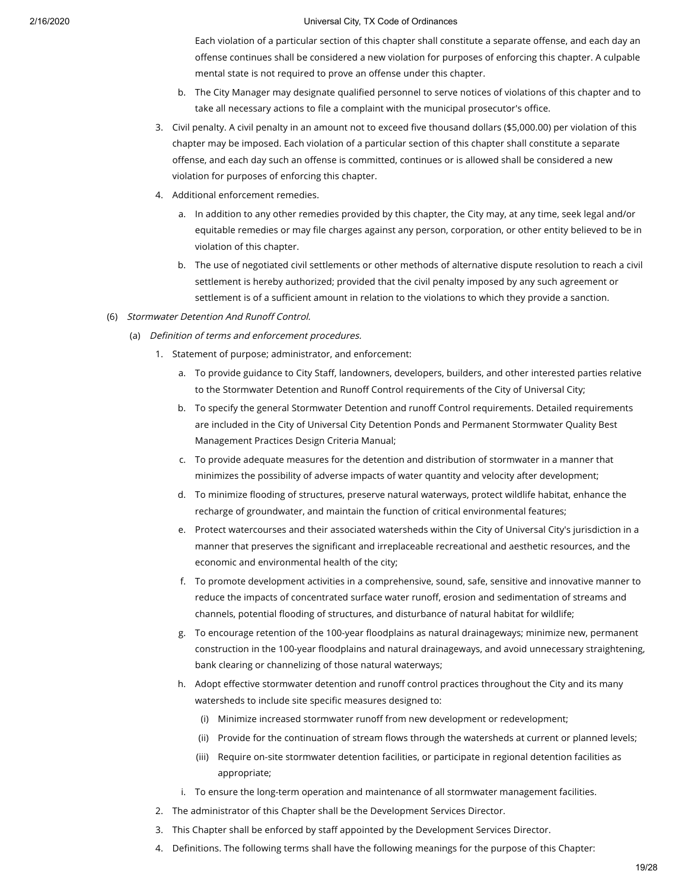Each violation of a particular section of this chapter shall constitute a separate offense, and each day an offense continues shall be considered a new violation for purposes of enforcing this chapter. A culpable mental state is not required to prove an offense under this chapter.

b. The City Manager may designate qualified personnel to serve notices of violations of this chapter and to take all necessary actions to file a complaint with the municipal prosecutor's office.

3. Civil penalty. A civil penalty in an amount not to exceed five thousand dollars ($5,000.00) per violation of this chapter may be imposed. Each violation of a particular section of this chapter shall constitute a separate offense, and each day such an offense is committed, continues or is allowed shall be considered a new violation for purposes of enforcing this chapter.

4. Additional enforcement remedies.

   a. In addition to any other remedies provided by this chapter, the City may, at any time, seek legal and/or equitable remedies or may file charges against any person, corporation, or other entity believed to be in violation of this chapter.

   b. The use of negotiated civil settlements or other methods of alternative dispute resolution to reach a civil settlement is hereby authorized; provided that the civil penalty imposed by any such agreement or settlement is of a sufficient amount in relation to the violations to which they provide a sanction.

(6) *Stormwater Detention And Runoff Control.*

(a) *Definition of terms and enforcement procedures.*

1. Statement of purpose; administrator, and enforcement:

   a. To provide guidance to City Staff, landowners, developers, builders, and other interested parties relative to the Stormwater Detention and Runoff Control requirements of the City of Universal City;

   b. To specify the general Stormwater Detention and runoff Control requirements. Detailed requirements are included in the City of Universal City Detention Ponds and Permanent Stormwater Quality Best Management Practices Design Criteria Manual;

   c. To provide adequate measures for the detention and distribution of stormwater in a manner that minimizes the possibility of adverse impacts of water quantity and velocity after development;

   d. To minimize flooding of structures, preserve natural waterways, protect wildlife habitat, enhance the recharge of groundwater, and maintain the function of critical environmental features;

   e. Protect watercourses and their associated watersheds within the City of Universal City's jurisdiction in a manner that preserves the significant and irreplaceable recreational and aesthetic resources, and the economic and environmental health of the city;

   f. To promote development activities in a comprehensive, sound, safe, sensitive and innovative manner to reduce the impacts of concentrated surface water runoff, erosion and sedimentation of streams and channels, potential flooding of structures, and disturbance of natural habitat for wildlife;

   g. To encourage retention of the 100-year floodplains as natural drainageways; minimize new, permanent construction in the 100-year floodplains and natural drainageways, and avoid unnecessary straightening, bank clearing or channelizing of those natural waterways;

   h. Adopt effective stormwater detention and runoff control practices throughout the City and its many watersheds to include site specific measures designed to:

      (i) Minimize increased stormwater runoff from new development or redevelopment;

      (ii) Provide for the continuation of stream flows through the watersheds at current or planned levels;

      (iii) Require on-site stormwater detention facilities, or participate in regional detention facilities as appropriate;

   i. To ensure the long-term operation and maintenance of all stormwater management facilities.

2. The administrator of this Chapter shall be the Development Services Director.

3. This Chapter shall be enforced by staff appointed by the Development Services Director.

4. Definitions. The following terms shall have the following meanings for the purpose of this Chapter: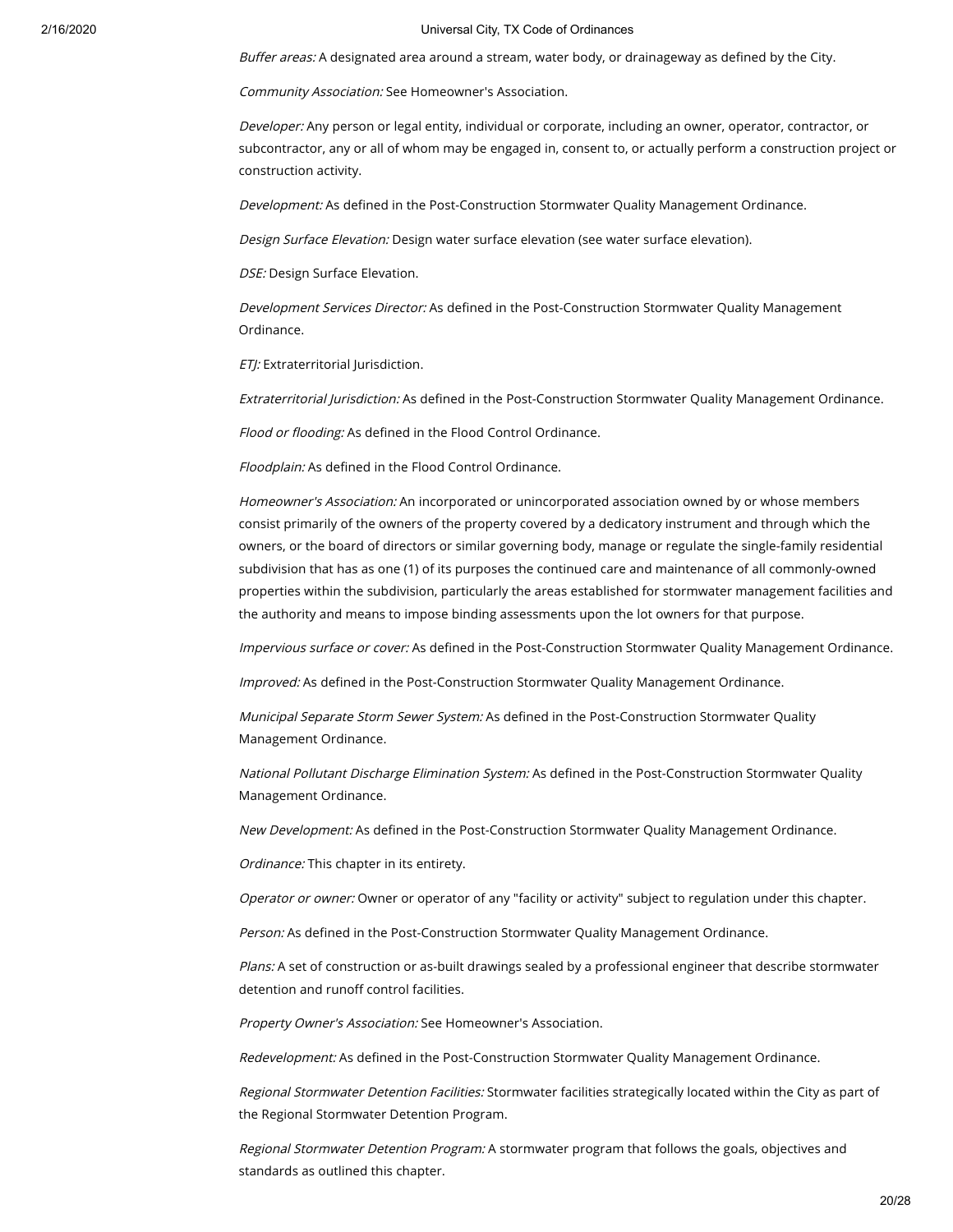*Buffer areas:* A designated area around a stream, water body, or drainageway as defined by the City.

*Community Association:* See Homeowner's Association.

*Developer:* Any person or legal entity, individual or corporate, including an owner, operator, contractor, or subcontractor, any or all of whom may be engaged in, consent to, or actually perform a construction project or construction activity.

*Development:* As defined in the Post-Construction Stormwater Quality Management Ordinance.

*Design Surface Elevation:* Design water surface elevation (see water surface elevation).

*DSE:* Design Surface Elevation.

*Development Services Director:* As defined in the Post-Construction Stormwater Quality Management Ordinance.

*ETJ:* Extraterritorial Jurisdiction.

*Extraterritorial Jurisdiction:* As defined in the Post-Construction Stormwater Quality Management Ordinance.

*Flood or flooding:* As defined in the Flood Control Ordinance.

*Floodplain:* As defined in the Flood Control Ordinance.

*Homeowner's Association:* An incorporated or unincorporated association owned by or whose members consist primarily of the owners of the property covered by a dedicatory instrument and through which the owners, or the board of directors or similar governing body, manage or regulate the single-family residential subdivision that has as one (1) of its purposes the continued care and maintenance of all commonly-owned properties within the subdivision, particularly the areas established for stormwater management facilities and the authority and means to impose binding assessments upon the lot owners for that purpose.

*Impervious surface or cover:* As defined in the Post-Construction Stormwater Quality Management Ordinance.

*Improved:* As defined in the Post-Construction Stormwater Quality Management Ordinance.

*Municipal Separate Storm Sewer System:* As defined in the Post-Construction Stormwater Quality Management Ordinance.

*National Pollutant Discharge Elimination System:* As defined in the Post-Construction Stormwater Quality Management Ordinance.

*New Development:* As defined in the Post-Construction Stormwater Quality Management Ordinance.

*Ordinance:* This chapter in its entirety.

*Operator or owner:* Owner or operator of any "facility or activity" subject to regulation under this chapter.

*Person:* As defined in the Post-Construction Stormwater Quality Management Ordinance.

*Plans:* A set of construction or as-built drawings sealed by a professional engineer that describe stormwater detention and runoff control facilities.

*Property Owner's Association:* See Homeowner's Association.

*Redevelopment:* As defined in the Post-Construction Stormwater Quality Management Ordinance.

*Regional Stormwater Detention Facilities:* Stormwater facilities strategically located within the City as part of the Regional Stormwater Detention Program.

*Regional Stormwater Detention Program:* A stormwater program that follows the goals, objectives and standards as outlined this chapter.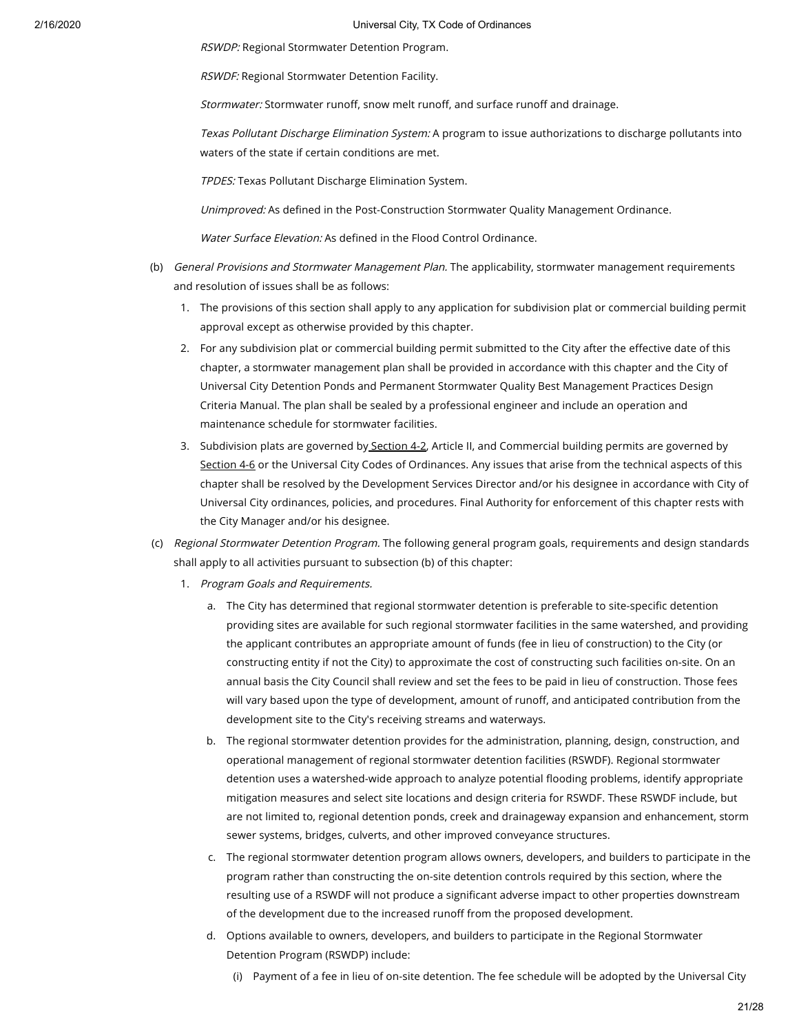*RSWDP:* Regional Stormwater Detention Program.

*RSWDF:* Regional Stormwater Detention Facility.

*Stormwater:* Stormwater runoff, snow melt runoff, and surface runoff and drainage.

*Texas Pollutant Discharge Elimination System:* A program to issue authorizations to discharge pollutants into waters of the state if certain conditions are met.

*TPDES:* Texas Pollutant Discharge Elimination System.

*Unimproved:* As defined in the Post-Construction Stormwater Quality Management Ordinance.

*Water Surface Elevation:* As defined in the Flood Control Ordinance.

(b) *General Provisions and Stormwater Management Plan.* The applicability, stormwater management requirements and resolution of issues shall be as follows:

1. The provisions of this section shall apply to any application for subdivision plat or commercial building permit approval except as otherwise provided by this chapter.
2. For any subdivision plat or commercial building permit submitted to the City after the effective date of this chapter, a stormwater management plan shall be provided in accordance with this chapter and the City of Universal City Detention Ponds and Permanent Stormwater Quality Best Management Practices Design Criteria Manual. The plan shall be sealed by a professional engineer and include an operation and maintenance schedule for stormwater facilities.
3. Subdivision plats are governed by Section 4-2, Article II, and Commercial building permits are governed by Section 4-6 or the Universal City Codes of Ordinances. Any issues that arise from the technical aspects of this chapter shall be resolved by the Development Services Director and/or his designee in accordance with City of Universal City ordinances, policies, and procedures. Final Authority for enforcement of this chapter rests with the City Manager and/or his designee.

(c) *Regional Stormwater Detention Program.* The following general program goals, requirements and design standards shall apply to all activities pursuant to subsection (b) of this chapter:

1. *Program Goals and Requirements.*
   a. The City has determined that regional stormwater detention is preferable to site-specific detention providing sites are available for such regional stormwater facilities in the same watershed, and providing the applicant contributes an appropriate amount of funds (fee in lieu of construction) to the City (or constructing entity if not the City) to approximate the cost of constructing such facilities on-site. On an annual basis the City Council shall review and set the fees to be paid in lieu of construction. Those fees will vary based upon the type of development, amount of runoff, and anticipated contribution from the development site to the City's receiving streams and waterways.
   b. The regional stormwater detention provides for the administration, planning, design, construction, and operational management of regional stormwater detention facilities (RSWDF). Regional stormwater detention uses a watershed-wide approach to analyze potential flooding problems, identify appropriate mitigation measures and select site locations and design criteria for RSWDF. These RSWDF include, but are not limited to, regional detention ponds, creek and drainageway expansion and enhancement, storm sewer systems, bridges, culverts, and other improved conveyance structures.
   c. The regional stormwater detention program allows owners, developers, and builders to participate in the program rather than constructing the on-site detention controls required by this section, where the resulting use of a RSWDF will not produce a significant adverse impact to other properties downstream of the development due to the increased runoff from the proposed development.
   d. Options available to owners, developers, and builders to participate in the Regional Stormwater Detention Program (RSWDP) include:
      (i) Payment of a fee in lieu of on-site detention. The fee schedule will be adopted by the Universal City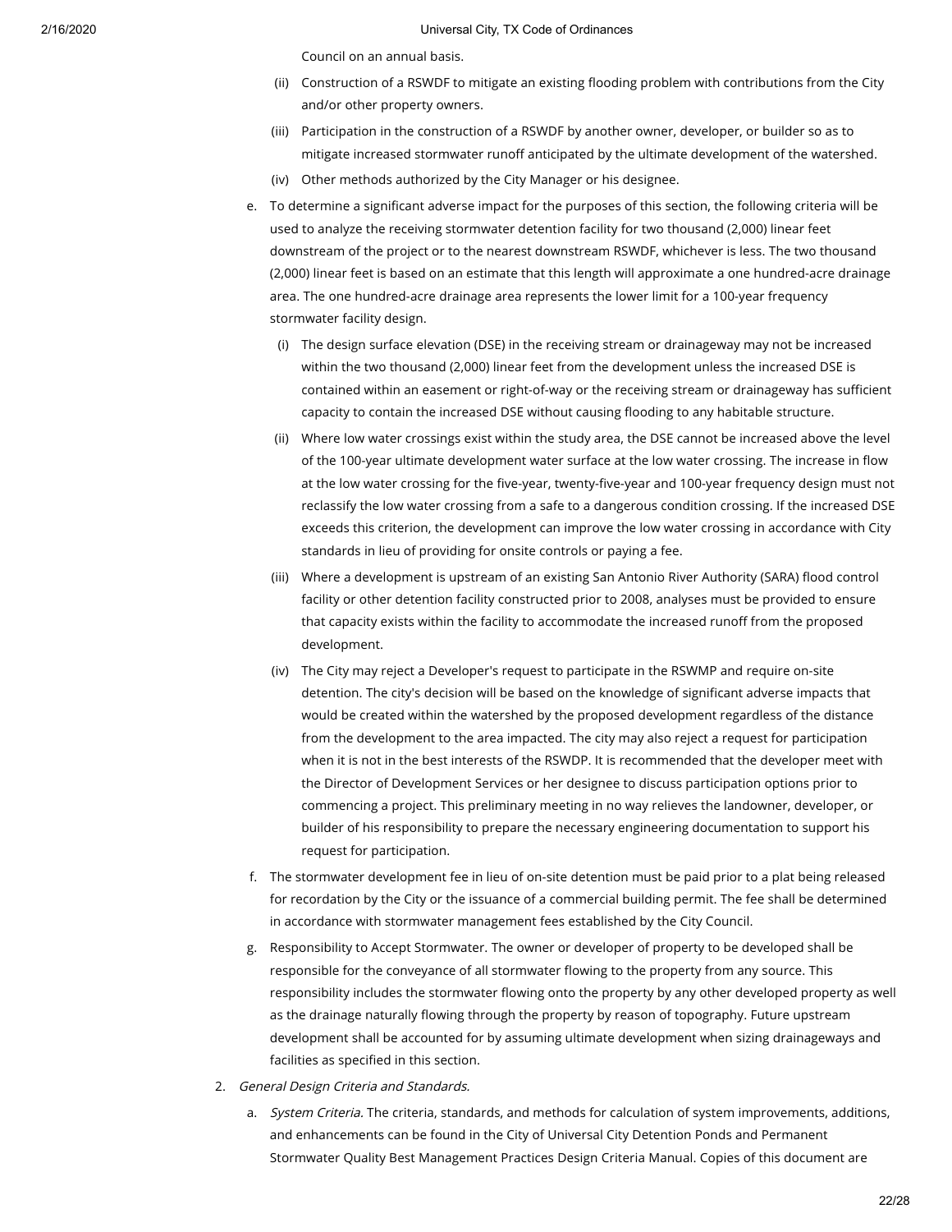Council on an annual basis.

(ii) Construction of a RSWDF to mitigate an existing flooding problem with contributions from the City and/or other property owners.

(iii) Participation in the construction of a RSWDF by another owner, developer, or builder so as to mitigate increased stormwater runoff anticipated by the ultimate development of the watershed.

(iv) Other methods authorized by the City Manager or his designee.

e. To determine a significant adverse impact for the purposes of this section, the following criteria will be used to analyze the receiving stormwater detention facility for two thousand (2,000) linear feet downstream of the project or to the nearest downstream RSWDF, whichever is less. The two thousand (2,000) linear feet is based on an estimate that this length will approximate a one hundred-acre drainage area. The one hundred-acre drainage area represents the lower limit for a 100-year frequency stormwater facility design.

(i) The design surface elevation (DSE) in the receiving stream or drainageway may not be increased within the two thousand (2,000) linear feet from the development unless the increased DSE is contained within an easement or right-of-way or the receiving stream or drainageway has sufficient capacity to contain the increased DSE without causing flooding to any habitable structure.

(ii) Where low water crossings exist within the study area, the DSE cannot be increased above the level of the 100-year ultimate development water surface at the low water crossing. The increase in flow at the low water crossing for the five-year, twenty-five-year and 100-year frequency design must not reclassify the low water crossing from a safe to a dangerous condition crossing. If the increased DSE exceeds this criterion, the development can improve the low water crossing in accordance with City standards in lieu of providing for onsite controls or paying a fee.

(iii) Where a development is upstream of an existing San Antonio River Authority (SARA) flood control facility or other detention facility constructed prior to 2008, analyses must be provided to ensure that capacity exists within the facility to accommodate the increased runoff from the proposed development.

(iv) The City may reject a Developer's request to participate in the RSWMP and require on-site detention. The city's decision will be based on the knowledge of significant adverse impacts that would be created within the watershed by the proposed development regardless of the distance from the development to the area impacted. The city may also reject a request for participation when it is not in the best interests of the RSWDP. It is recommended that the developer meet with the Director of Development Services or her designee to discuss participation options prior to commencing a project. This preliminary meeting in no way relieves the landowner, developer, or builder of his responsibility to prepare the necessary engineering documentation to support his request for participation.

f. The stormwater development fee in lieu of on-site detention must be paid prior to a plat being released for recordation by the City or the issuance of a commercial building permit. The fee shall be determined in accordance with stormwater management fees established by the City Council.

g. Responsibility to Accept Stormwater. The owner or developer of property to be developed shall be responsible for the conveyance of all stormwater flowing to the property from any source. This responsibility includes the stormwater flowing onto the property by any other developed property as well as the drainage naturally flowing through the property by reason of topography. Future upstream development shall be accounted for by assuming ultimate development when sizing drainageways and facilities as specified in this section.

2. *General Design Criteria and Standards.*

a. *System Criteria.* The criteria, standards, and methods for calculation of system improvements, additions, and enhancements can be found in the City of Universal City Detention Ponds and Permanent Stormwater Quality Best Management Practices Design Criteria Manual. Copies of this document are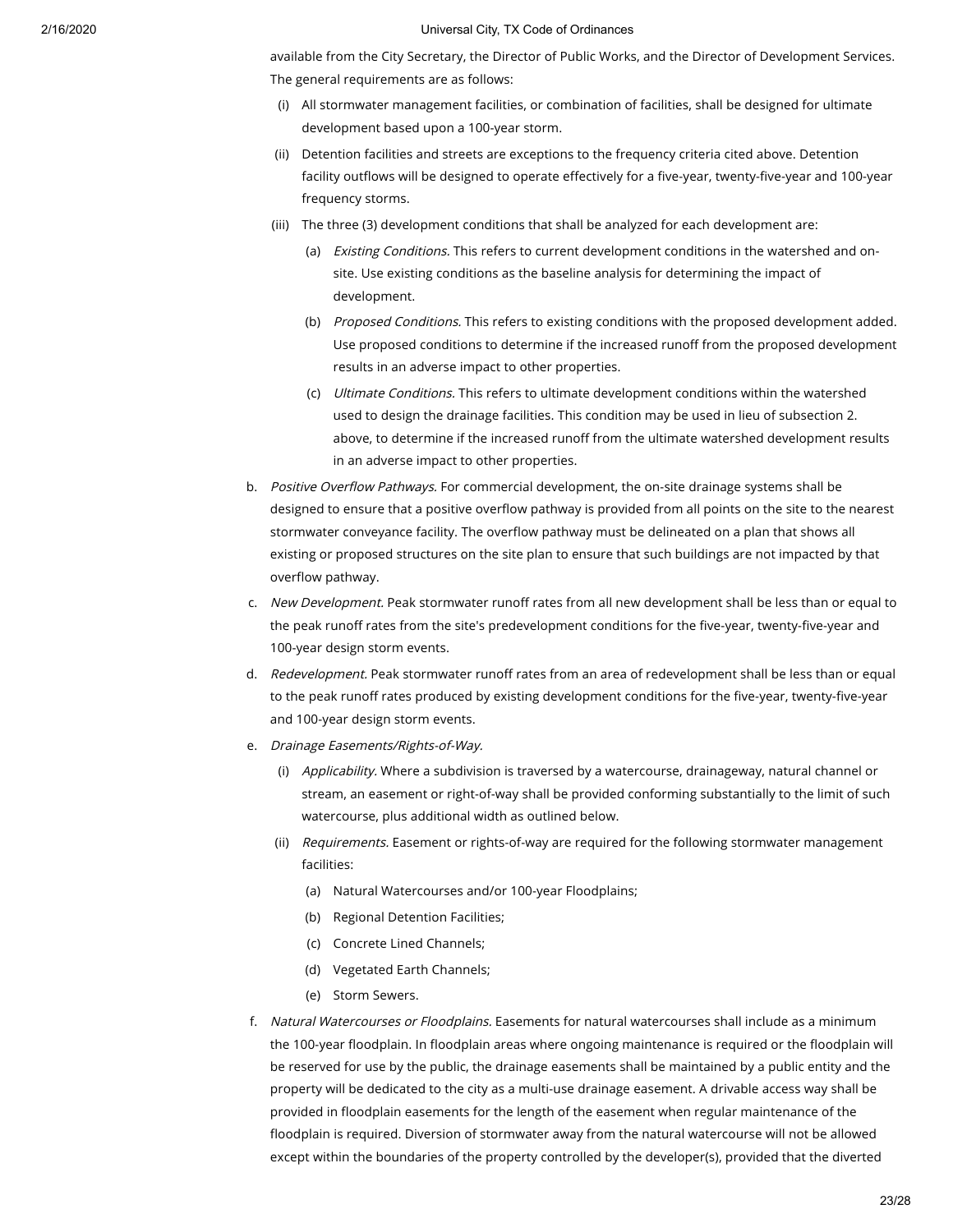available from the City Secretary, the Director of Public Works, and the Director of Development Services. The general requirements are as follows:

- (i) All stormwater management facilities, or combination of facilities, shall be designed for ultimate development based upon a 100-year storm.
- (ii) Detention facilities and streets are exceptions to the frequency criteria cited above. Detention facility outflows will be designed to operate effectively for a five-year, twenty-five-year and 100-year frequency storms.
- (iii) The three (3) development conditions that shall be analyzed for each development are:
  - (a) *Existing Conditions.* This refers to current development conditions in the watershed and on-site. Use existing conditions as the baseline analysis for determining the impact of development.
  - (b) *Proposed Conditions.* This refers to existing conditions with the proposed development added. Use proposed conditions to determine if the increased runoff from the proposed development results in an adverse impact to other properties.
  - (c) *Ultimate Conditions.* This refers to ultimate development conditions within the watershed used to design the drainage facilities. This condition may be used in lieu of subsection 2. above, to determine if the increased runoff from the ultimate watershed development results in an adverse impact to other properties.

b. *Positive Overflow Pathways.* For commercial development, the on-site drainage systems shall be designed to ensure that a positive overflow pathway is provided from all points on the site to the nearest stormwater conveyance facility. The overflow pathway must be delineated on a plan that shows all existing or proposed structures on the site plan to ensure that such buildings are not impacted by that overflow pathway.

c. *New Development.* Peak stormwater runoff rates from all new development shall be less than or equal to the peak runoff rates from the site's predevelopment conditions for the five-year, twenty-five-year and 100-year design storm events.

d. *Redevelopment.* Peak stormwater runoff rates from an area of redevelopment shall be less than or equal to the peak runoff rates produced by existing development conditions for the five-year, twenty-five-year and 100-year design storm events.

e. *Drainage Easements/Rights-of-Way.*

- (i) *Applicability.* Where a subdivision is traversed by a watercourse, drainageway, natural channel or stream, an easement or right-of-way shall be provided conforming substantially to the limit of such watercourse, plus additional width as outlined below.
- (ii) *Requirements.* Easement or rights-of-way are required for the following stormwater management facilities:
  - (a) Natural Watercourses and/or 100-year Floodplains;
  - (b) Regional Detention Facilities;
  - (c) Concrete Lined Channels;
  - (d) Vegetated Earth Channels;
  - (e) Storm Sewers.

f. *Natural Watercourses or Floodplains.* Easements for natural watercourses shall include as a minimum the 100-year floodplain. In floodplain areas where ongoing maintenance is required or the floodplain will be reserved for use by the public, the drainage easements shall be maintained by a public entity and the property will be dedicated to the city as a multi-use drainage easement. A drivable access way shall be provided in floodplain easements for the length of the easement when regular maintenance of the floodplain is required. Diversion of stormwater away from the natural watercourse will not be allowed except within the boundaries of the property controlled by the developer(s), provided that the diverted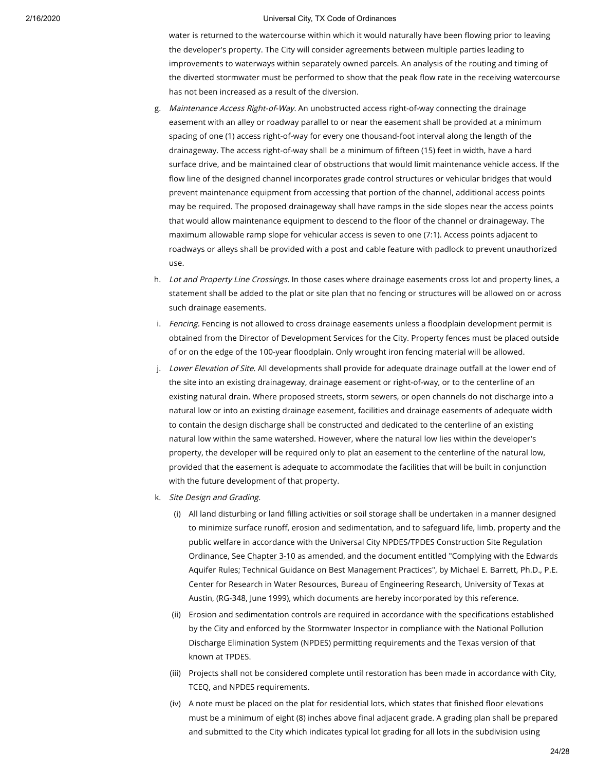water is returned to the watercourse within which it would naturally have been flowing prior to leaving the developer's property. The City will consider agreements between multiple parties leading to improvements to waterways within separately owned parcels. An analysis of the routing and timing of the diverted stormwater must be performed to show that the peak flow rate in the receiving watercourse has not been increased as a result of the diversion.

g. *Maintenance Access Right-of-Way.* An unobstructed access right-of-way connecting the drainage easement with an alley or roadway parallel to or near the easement shall be provided at a minimum spacing of one (1) access right-of-way for every one thousand-foot interval along the length of the drainageway. The access right-of-way shall be a minimum of fifteen (15) feet in width, have a hard surface drive, and be maintained clear of obstructions that would limit maintenance vehicle access. If the flow line of the designed channel incorporates grade control structures or vehicular bridges that would prevent maintenance equipment from accessing that portion of the channel, additional access points may be required. The proposed drainageway shall have ramps in the side slopes near the access points that would allow maintenance equipment to descend to the floor of the channel or drainageway. The maximum allowable ramp slope for vehicular access is seven to one (7:1). Access points adjacent to roadways or alleys shall be provided with a post and cable feature with padlock to prevent unauthorized use.

h. *Lot and Property Line Crossings.* In those cases where drainage easements cross lot and property lines, a statement shall be added to the plat or site plan that no fencing or structures will be allowed on or across such drainage easements.

i. *Fencing.* Fencing is not allowed to cross drainage easements unless a floodplain development permit is obtained from the Director of Development Services for the City. Property fences must be placed outside of or on the edge of the 100-year floodplain. Only wrought iron fencing material will be allowed.

j. *Lower Elevation of Site.* All developments shall provide for adequate drainage outfall at the lower end of the site into an existing drainageway, drainage easement or right-of-way, or to the centerline of an existing natural drain. Where proposed streets, storm sewers, or open channels do not discharge into a natural low or into an existing drainage easement, facilities and drainage easements of adequate width to contain the design discharge shall be constructed and dedicated to the centerline of an existing natural low within the same watershed. However, where the natural low lies within the developer's property, the developer will be required only to plat an easement to the centerline of the natural low, provided that the easement is adequate to accommodate the facilities that will be built in conjunction with the future development of that property.

k. *Site Design and Grading.*

(i) All land disturbing or land filling activities or soil storage shall be undertaken in a manner designed to minimize surface runoff, erosion and sedimentation, and to safeguard life, limb, property and the public welfare in accordance with the Universal City NPDES/TPDES Construction Site Regulation Ordinance, See Chapter 3-10 as amended, and the document entitled "Complying with the Edwards Aquifer Rules; Technical Guidance on Best Management Practices", by Michael E. Barrett, Ph.D., P.E. Center for Research in Water Resources, Bureau of Engineering Research, University of Texas at Austin, (RG-348, June 1999), which documents are hereby incorporated by this reference.

(ii) Erosion and sedimentation controls are required in accordance with the specifications established by the City and enforced by the Stormwater Inspector in compliance with the National Pollution Discharge Elimination System (NPDES) permitting requirements and the Texas version of that known at TPDES.

(iii) Projects shall not be considered complete until restoration has been made in accordance with City, TCEQ, and NPDES requirements.

(iv) A note must be placed on the plat for residential lots, which states that finished floor elevations must be a minimum of eight (8) inches above final adjacent grade. A grading plan shall be prepared and submitted to the City which indicates typical lot grading for all lots in the subdivision using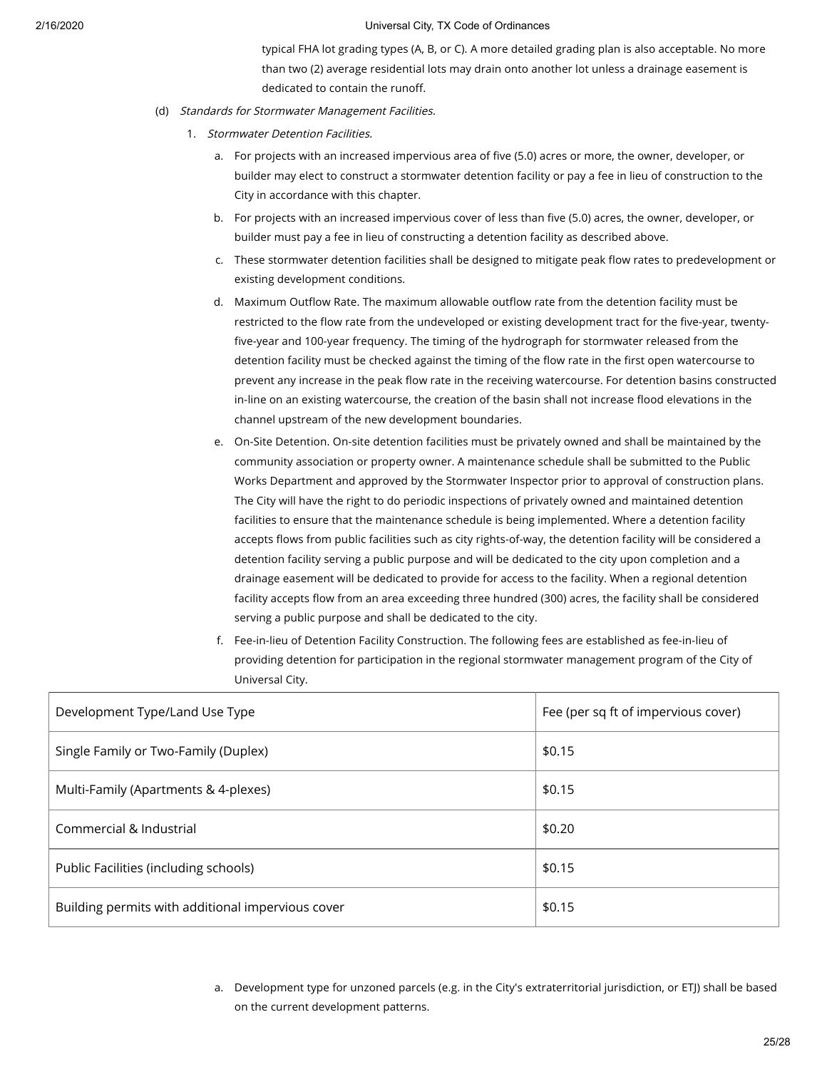typical FHA lot grading types (A, B, or C). A more detailed grading plan is also acceptable. No more than two (2) average residential lots may drain onto another lot unless a drainage easement is dedicated to contain the runoff.

(d) *Standards for Stormwater Management Facilities.*

1. *Stormwater Detention Facilities.*

   a. For projects with an increased impervious area of five (5.0) acres or more, the owner, developer, or builder may elect to construct a stormwater detention facility or pay a fee in lieu of construction to the City in accordance with this chapter.

   b. For projects with an increased impervious cover of less than five (5.0) acres, the owner, developer, or builder must pay a fee in lieu of constructing a detention facility as described above.

   c. These stormwater detention facilities shall be designed to mitigate peak flow rates to predevelopment or existing development conditions.

   d. Maximum Outflow Rate. The maximum allowable outflow rate from the detention facility must be restricted to the flow rate from the undeveloped or existing development tract for the five-year, twenty-five-year and 100-year frequency. The timing of the hydrograph for stormwater released from the detention facility must be checked against the timing of the flow rate in the first open watercourse to prevent any increase in the peak flow rate in the receiving watercourse. For detention basins constructed in-line on an existing watercourse, the creation of the basin shall not increase flood elevations in the channel upstream of the new development boundaries.

   e. On-Site Detention. On-site detention facilities must be privately owned and shall be maintained by the community association or property owner. A maintenance schedule shall be submitted to the Public Works Department and approved by the Stormwater Inspector prior to approval of construction plans. The City will have the right to do periodic inspections of privately owned and maintained detention facilities to ensure that the maintenance schedule is being implemented. Where a detention facility accepts flows from public facilities such as city rights-of-way, the detention facility will be considered a detention facility serving a public purpose and will be dedicated to the city upon completion and a drainage easement will be dedicated to provide for access to the facility. When a regional detention facility accepts flow from an area exceeding three hundred (300) acres, the facility shall be considered serving a public purpose and shall be dedicated to the city.

   f. Fee-in-lieu of Detention Facility Construction. The following fees are established as fee-in-lieu of providing detention for participation in the regional stormwater management program of the City of Universal City.

| Development Type/Land Use Type | Fee (per sq ft of impervious cover) |
|---|---|
| Single Family or Two-Family (Duplex) | \$0.15 |
| Multi-Family (Apartments & 4-plexes) | \$0.15 |
| Commercial & Industrial | \$0.20 |
| Public Facilities (including schools) | \$0.15 |
| Building permits with additional impervious cover | \$0.15 |

   a. Development type for unzoned parcels (e.g. in the City's extraterritorial jurisdiction, or ETJ) shall be based on the current development patterns.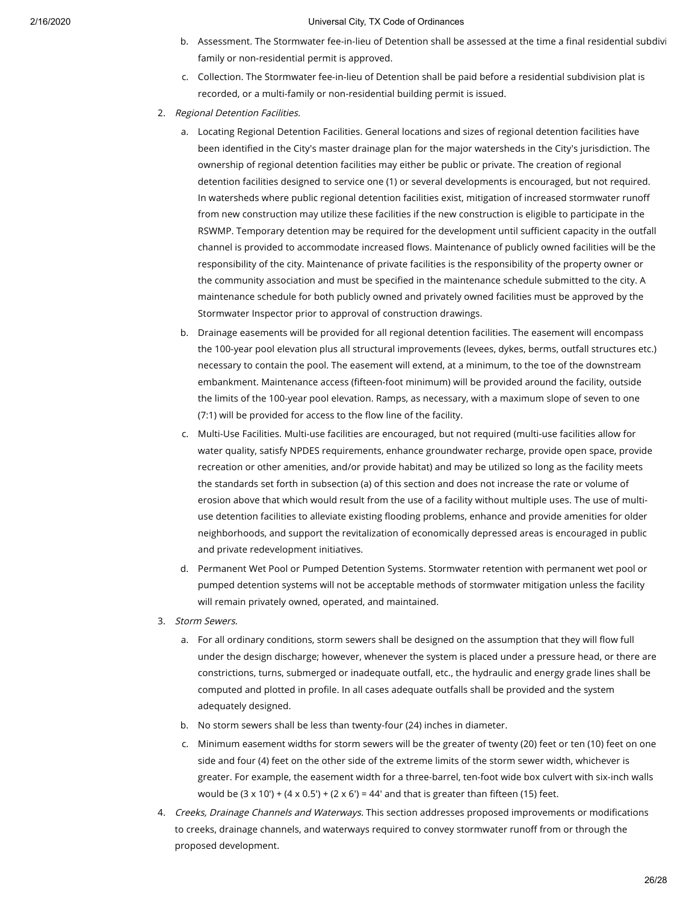b. Assessment. The Stormwater fee-in-lieu of Detention shall be assessed at the time a final residential subdivi family or non-residential permit is approved.

c. Collection. The Stormwater fee-in-lieu of Detention shall be paid before a residential subdivision plat is recorded, or a multi-family or non-residential building permit is issued.

2. *Regional Detention Facilities.*

   a. Locating Regional Detention Facilities. General locations and sizes of regional detention facilities have been identified in the City's master drainage plan for the major watersheds in the City's jurisdiction. The ownership of regional detention facilities may either be public or private. The creation of regional detention facilities designed to service one (1) or several developments is encouraged, but not required. In watersheds where public regional detention facilities exist, mitigation of increased stormwater runoff from new construction may utilize these facilities if the new construction is eligible to participate in the RSWMP. Temporary detention may be required for the development until sufficient capacity in the outfall channel is provided to accommodate increased flows. Maintenance of publicly owned facilities will be the responsibility of the city. Maintenance of private facilities is the responsibility of the property owner or the community association and must be specified in the maintenance schedule submitted to the city. A maintenance schedule for both publicly owned and privately owned facilities must be approved by the Stormwater Inspector prior to approval of construction drawings.

   b. Drainage easements will be provided for all regional detention facilities. The easement will encompass the 100-year pool elevation plus all structural improvements (levees, dykes, berms, outfall structures etc.) necessary to contain the pool. The easement will extend, at a minimum, to the toe of the downstream embankment. Maintenance access (fifteen-foot minimum) will be provided around the facility, outside the limits of the 100-year pool elevation. Ramps, as necessary, with a maximum slope of seven to one (7:1) will be provided for access to the flow line of the facility.

   c. Multi-Use Facilities. Multi-use facilities are encouraged, but not required (multi-use facilities allow for water quality, satisfy NPDES requirements, enhance groundwater recharge, provide open space, provide recreation or other amenities, and/or provide habitat) and may be utilized so long as the facility meets the standards set forth in subsection (a) of this section and does not increase the rate or volume of erosion above that which would result from the use of a facility without multiple uses. The use of multi-use detention facilities to alleviate existing flooding problems, enhance and provide amenities for older neighborhoods, and support the revitalization of economically depressed areas is encouraged in public and private redevelopment initiatives.

   d. Permanent Wet Pool or Pumped Detention Systems. Stormwater retention with permanent wet pool or pumped detention systems will not be acceptable methods of stormwater mitigation unless the facility will remain privately owned, operated, and maintained.

3. *Storm Sewers.*

   a. For all ordinary conditions, storm sewers shall be designed on the assumption that they will flow full under the design discharge; however, whenever the system is placed under a pressure head, or there are constrictions, turns, submerged or inadequate outfall, etc., the hydraulic and energy grade lines shall be computed and plotted in profile. In all cases adequate outfalls shall be provided and the system adequately designed.

   b. No storm sewers shall be less than twenty-four (24) inches in diameter.

   c. Minimum easement widths for storm sewers will be the greater of twenty (20) feet or ten (10) feet on one side and four (4) feet on the other side of the extreme limits of the storm sewer width, whichever is greater. For example, the easement width for a three-barrel, ten-foot wide box culvert with six-inch walls would be (3 x 10') + (4 x 0.5') + (2 x 6') = 44' and that is greater than fifteen (15) feet.

4. *Creeks, Drainage Channels and Waterways.* This section addresses proposed improvements or modifications to creeks, drainage channels, and waterways required to convey stormwater runoff from or through the proposed development.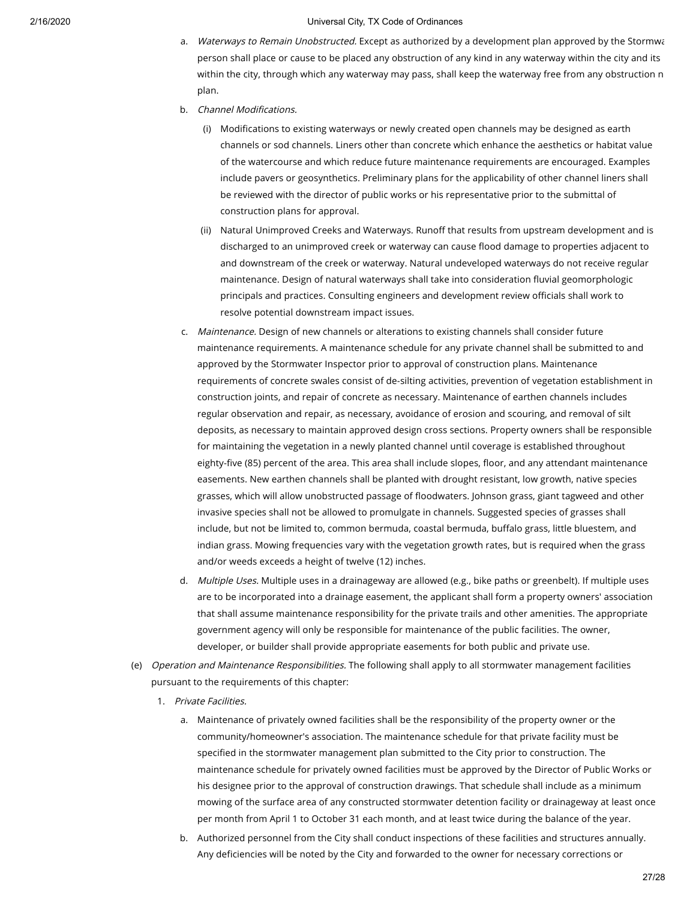a. *Waterways to Remain Unobstructed.* Except as authorized by a development plan approved by the Stormwa person shall place or cause to be placed any obstruction of any kind in any waterway within the city and its within the city, through which any waterway may pass, shall keep the waterway free from any obstruction n plan.

b. *Channel Modifications.*

   (i) Modifications to existing waterways or newly created open channels may be designed as earth channels or sod channels. Liners other than concrete which enhance the aesthetics or habitat value of the watercourse and which reduce future maintenance requirements are encouraged. Examples include pavers or geosynthetics. Preliminary plans for the applicability of other channel liners shall be reviewed with the director of public works or his representative prior to the submittal of construction plans for approval.

   (ii) Natural Unimproved Creeks and Waterways. Runoff that results from upstream development and is discharged to an unimproved creek or waterway can cause flood damage to properties adjacent to and downstream of the creek or waterway. Natural undeveloped waterways do not receive regular maintenance. Design of natural waterways shall take into consideration fluvial geomorphologic principals and practices. Consulting engineers and development review officials shall work to resolve potential downstream impact issues.

c. *Maintenance.* Design of new channels or alterations to existing channels shall consider future maintenance requirements. A maintenance schedule for any private channel shall be submitted to and approved by the Stormwater Inspector prior to approval of construction plans. Maintenance requirements of concrete swales consist of de-silting activities, prevention of vegetation establishment in construction joints, and repair of concrete as necessary. Maintenance of earthen channels includes regular observation and repair, as necessary, avoidance of erosion and scouring, and removal of silt deposits, as necessary to maintain approved design cross sections. Property owners shall be responsible for maintaining the vegetation in a newly planted channel until coverage is established throughout eighty-five (85) percent of the area. This area shall include slopes, floor, and any attendant maintenance easements. New earthen channels shall be planted with drought resistant, low growth, native species grasses, which will allow unobstructed passage of floodwaters. Johnson grass, giant tagweed and other invasive species shall not be allowed to promulgate in channels. Suggested species of grasses shall include, but not be limited to, common bermuda, coastal bermuda, buffalo grass, little bluestem, and indian grass. Mowing frequencies vary with the vegetation growth rates, but is required when the grass and/or weeds exceeds a height of twelve (12) inches.

d. *Multiple Uses.* Multiple uses in a drainageway are allowed (e.g., bike paths or greenbelt). If multiple uses are to be incorporated into a drainage easement, the applicant shall form a property owners' association that shall assume maintenance responsibility for the private trails and other amenities. The appropriate government agency will only be responsible for maintenance of the public facilities. The owner, developer, or builder shall provide appropriate easements for both public and private use.

(e) *Operation and Maintenance Responsibilities.* The following shall apply to all stormwater management facilities pursuant to the requirements of this chapter:

1. *Private Facilities.*

   a. Maintenance of privately owned facilities shall be the responsibility of the property owner or the community/homeowner's association. The maintenance schedule for that private facility must be specified in the stormwater management plan submitted to the City prior to construction. The maintenance schedule for privately owned facilities must be approved by the Director of Public Works or his designee prior to the approval of construction drawings. That schedule shall include as a minimum mowing of the surface area of any constructed stormwater detention facility or drainageway at least once per month from April 1 to October 31 each month, and at least twice during the balance of the year.

   b. Authorized personnel from the City shall conduct inspections of these facilities and structures annually. Any deficiencies will be noted by the City and forwarded to the owner for necessary corrections or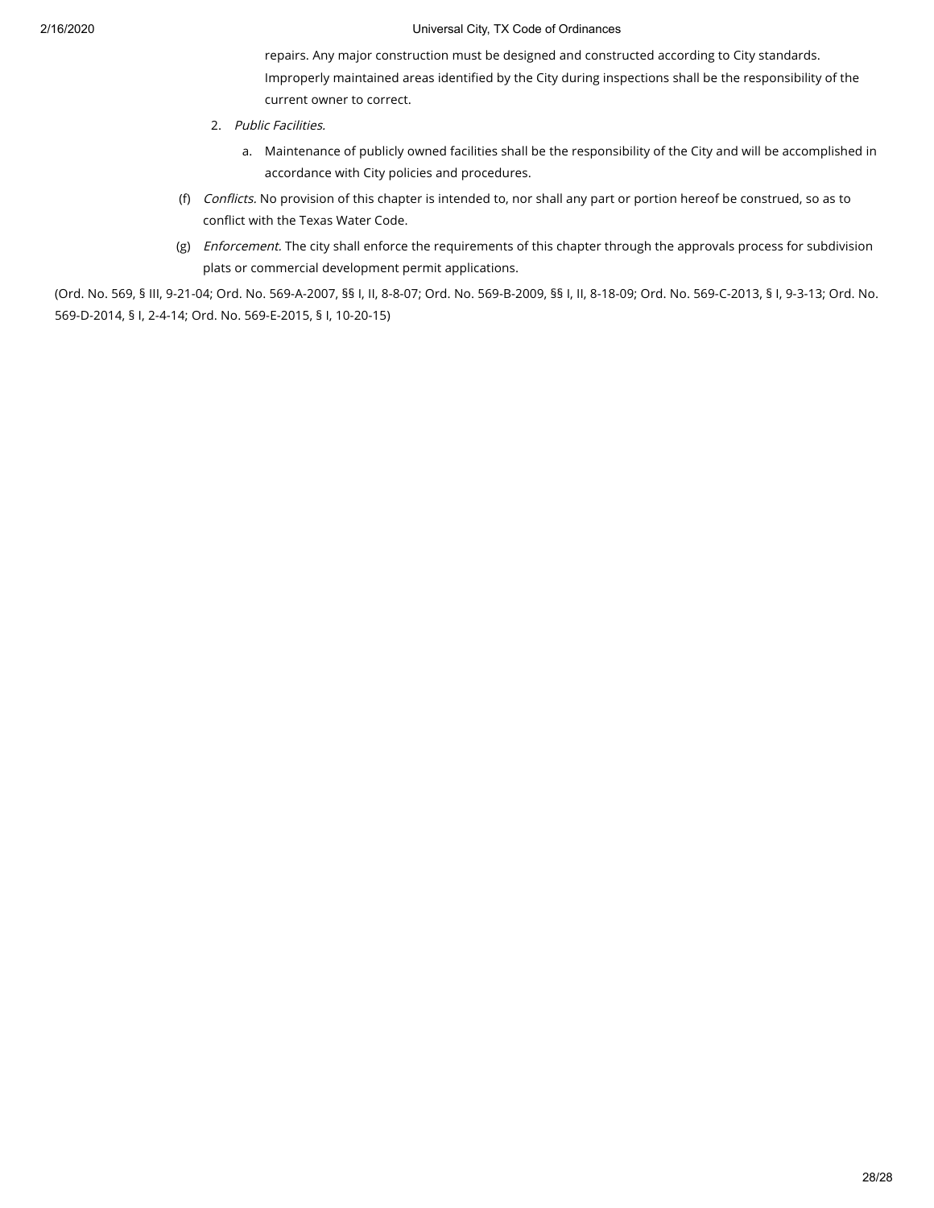repairs. Any major construction must be designed and constructed according to City standards. Improperly maintained areas identified by the City during inspections shall be the responsibility of the current owner to correct.

2. *Public Facilities.*

   a. Maintenance of publicly owned facilities shall be the responsibility of the City and will be accomplished in accordance with City policies and procedures.

(f) *Conflicts.* No provision of this chapter is intended to, nor shall any part or portion hereof be construed, so as to conflict with the Texas Water Code.

(g) *Enforcement.* The city shall enforce the requirements of this chapter through the approvals process for subdivision plats or commercial development permit applications.

(Ord. No. 569, § III, 9-21-04; Ord. No. 569-A-2007, §§ I, II, 8-8-07; Ord. No. 569-B-2009, §§ I, II, 8-18-09; Ord. No. 569-C-2013, § I, 9-3-13; Ord. No. 569-D-2014, § I, 2-4-14; Ord. No. 569-E-2015, § I, 10-20-15)